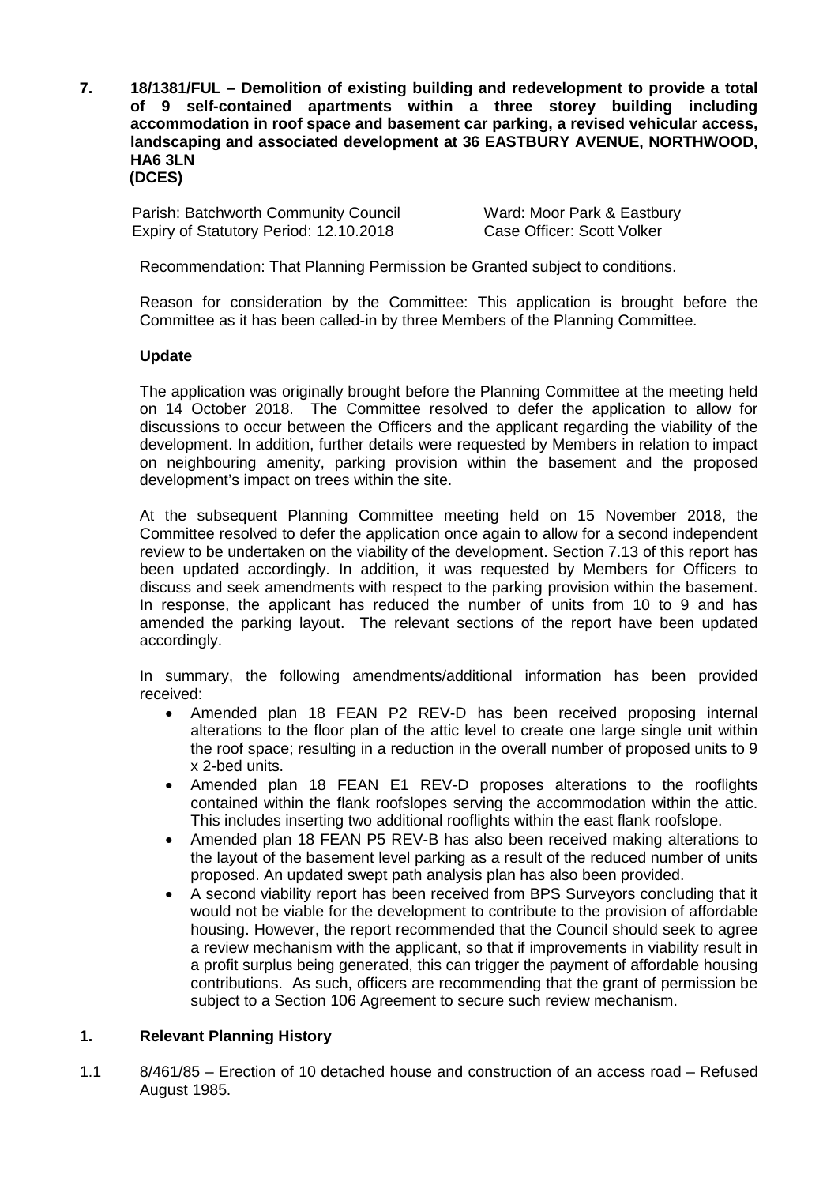**7. 18/1381/FUL – Demolition of existing building and redevelopment to provide a total of 9 self-contained apartments within a three storey building including accommodation in roof space and basement car parking, a revised vehicular access, landscaping and associated development at 36 EASTBURY AVENUE, NORTHWOOD, HA6 3LN (DCES)**

Parish: Batchworth Community Council
Ward: Moor Park & Eastbury
Expiry of Statutory Period: 12.10.2018
Case Officer: Scott Volker

Recommendation: That Planning Permission be Granted subject to conditions.

Reason for consideration by the Committee: This application is brought before the Committee as it has been called-in by three Members of the Planning Committee.

**Update**

The application was originally brought before the Planning Committee at the meeting held on 14 October 2018. The Committee resolved to defer the application to allow for discussions to occur between the Officers and the applicant regarding the viability of the development. In addition, further details were requested by Members in relation to impact on neighbouring amenity, parking provision within the basement and the proposed development's impact on trees within the site.

At the subsequent Planning Committee meeting held on 15 November 2018, the Committee resolved to defer the application once again to allow for a second independent review to be undertaken on the viability of the development. Section 7.13 of this report has been updated accordingly. In addition, it was requested by Members for Officers to discuss and seek amendments with respect to the parking provision within the basement. In response, the applicant has reduced the number of units from 10 to 9 and has amended the parking layout. The relevant sections of the report have been updated accordingly.

In summary, the following amendments/additional information has been provided received:

- Amended plan 18 FEAN P2 REV-D has been received proposing internal alterations to the floor plan of the attic level to create one large single unit within the roof space; resulting in a reduction in the overall number of proposed units to 9 x 2-bed units.
- Amended plan 18 FEAN E1 REV-D proposes alterations to the rooflights contained within the flank roofslopes serving the accommodation within the attic. This includes inserting two additional rooflights within the east flank roofslope.
- Amended plan 18 FEAN P5 REV-B has also been received making alterations to the layout of the basement level parking as a result of the reduced number of units proposed. An updated swept path analysis plan has also been provided.
- A second viability report has been received from BPS Surveyors concluding that it would not be viable for the development to contribute to the provision of affordable housing. However, the report recommended that the Council should seek to agree a review mechanism with the applicant, so that if improvements in viability result in a profit surplus being generated, this can trigger the payment of affordable housing contributions. As such, officers are recommending that the grant of permission be subject to a Section 106 Agreement to secure such review mechanism.

## 1. Relevant Planning History

1.1 8/461/85 – Erection of 10 detached house and construction of an access road – Refused August 1985.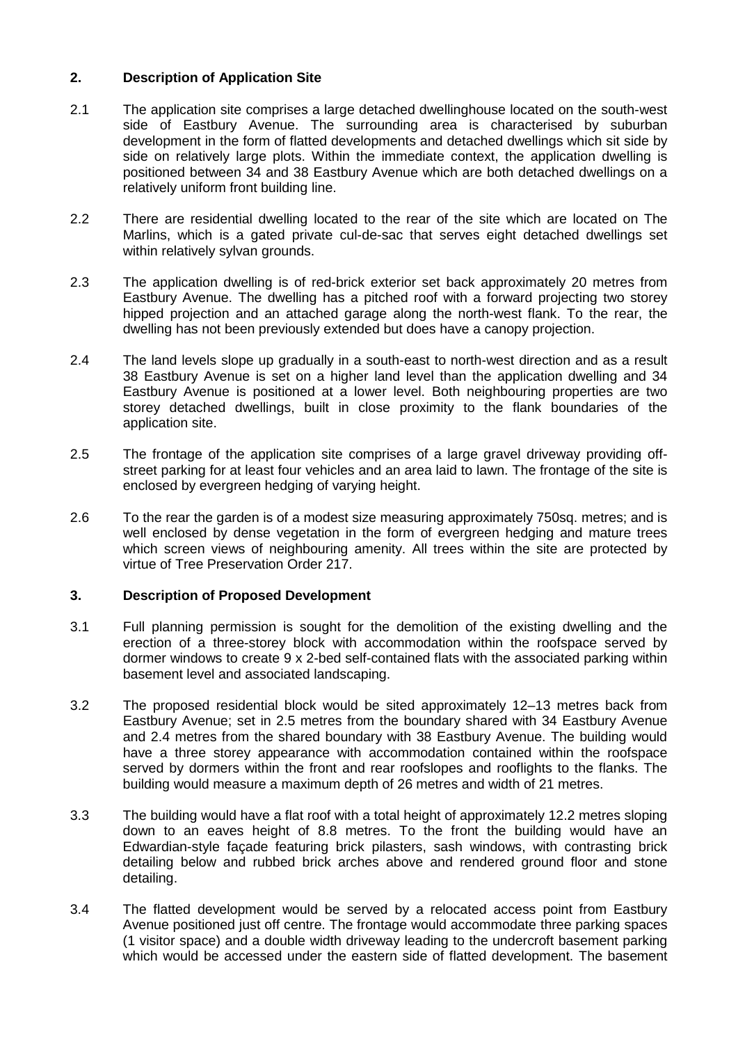## 2. Description of Application Site

2.1 The application site comprises a large detached dwellinghouse located on the south-west side of Eastbury Avenue. The surrounding area is characterised by suburban development in the form of flatted developments and detached dwellings which sit side by side on relatively large plots. Within the immediate context, the application dwelling is positioned between 34 and 38 Eastbury Avenue which are both detached dwellings on a relatively uniform front building line.

2.2 There are residential dwelling located to the rear of the site which are located on The Marlins, which is a gated private cul-de-sac that serves eight detached dwellings set within relatively sylvan grounds.

2.3 The application dwelling is of red-brick exterior set back approximately 20 metres from Eastbury Avenue. The dwelling has a pitched roof with a forward projecting two storey hipped projection and an attached garage along the north-west flank. To the rear, the dwelling has not been previously extended but does have a canopy projection.

2.4 The land levels slope up gradually in a south-east to north-west direction and as a result 38 Eastbury Avenue is set on a higher land level than the application dwelling and 34 Eastbury Avenue is positioned at a lower level. Both neighbouring properties are two storey detached dwellings, built in close proximity to the flank boundaries of the application site.

2.5 The frontage of the application site comprises of a large gravel driveway providing off-street parking for at least four vehicles and an area laid to lawn. The frontage of the site is enclosed by evergreen hedging of varying height.

2.6 To the rear the garden is of a modest size measuring approximately 750sq. metres; and is well enclosed by dense vegetation in the form of evergreen hedging and mature trees which screen views of neighbouring amenity. All trees within the site are protected by virtue of Tree Preservation Order 217.

## 3. Description of Proposed Development

3.1 Full planning permission is sought for the demolition of the existing dwelling and the erection of a three-storey block with accommodation within the roofspace served by dormer windows to create 9 x 2-bed self-contained flats with the associated parking within basement level and associated landscaping.

3.2 The proposed residential block would be sited approximately 12–13 metres back from Eastbury Avenue; set in 2.5 metres from the boundary shared with 34 Eastbury Avenue and 2.4 metres from the shared boundary with 38 Eastbury Avenue. The building would have a three storey appearance with accommodation contained within the roofspace served by dormers within the front and rear roofslopes and rooflights to the flanks. The building would measure a maximum depth of 26 metres and width of 21 metres.

3.3 The building would have a flat roof with a total height of approximately 12.2 metres sloping down to an eaves height of 8.8 metres. To the front the building would have an Edwardian-style façade featuring brick pilasters, sash windows, with contrasting brick detailing below and rubbed brick arches above and rendered ground floor and stone detailing.

3.4 The flatted development would be served by a relocated access point from Eastbury Avenue positioned just off centre. The frontage would accommodate three parking spaces (1 visitor space) and a double width driveway leading to the undercroft basement parking which would be accessed under the eastern side of flatted development. The basement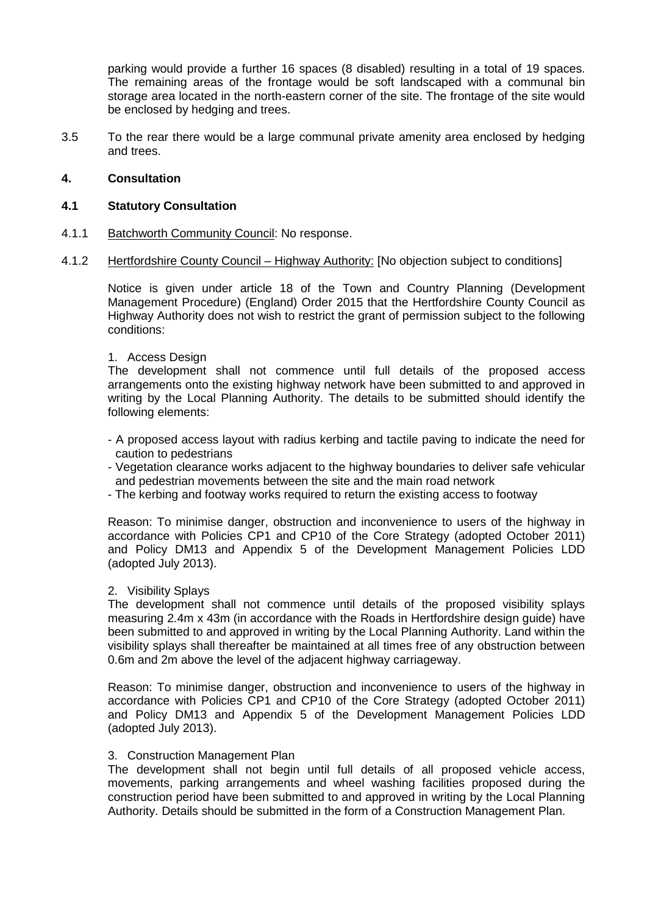parking would provide a further 16 spaces (8 disabled) resulting in a total of 19 spaces. The remaining areas of the frontage would be soft landscaped with a communal bin storage area located in the north-eastern corner of the site. The frontage of the site would be enclosed by hedging and trees.

3.5 To the rear there would be a large communal private amenity area enclosed by hedging and trees.

## 4. Consultation

### 4.1 Statutory Consultation

4.1.1 Batchworth Community Council: No response.

4.1.2 Hertfordshire County Council – Highway Authority: [No objection subject to conditions]

Notice is given under article 18 of the Town and Country Planning (Development Management Procedure) (England) Order 2015 that the Hertfordshire County Council as Highway Authority does not wish to restrict the grant of permission subject to the following conditions:

1. Access Design

The development shall not commence until full details of the proposed access arrangements onto the existing highway network have been submitted to and approved in writing by the Local Planning Authority. The details to be submitted should identify the following elements:

- A proposed access layout with radius kerbing and tactile paving to indicate the need for caution to pedestrians
- Vegetation clearance works adjacent to the highway boundaries to deliver safe vehicular and pedestrian movements between the site and the main road network
- The kerbing and footway works required to return the existing access to footway

Reason: To minimise danger, obstruction and inconvenience to users of the highway in accordance with Policies CP1 and CP10 of the Core Strategy (adopted October 2011) and Policy DM13 and Appendix 5 of the Development Management Policies LDD (adopted July 2013).

2. Visibility Splays

The development shall not commence until details of the proposed visibility splays measuring 2.4m x 43m (in accordance with the Roads in Hertfordshire design guide) have been submitted to and approved in writing by the Local Planning Authority. Land within the visibility splays shall thereafter be maintained at all times free of any obstruction between 0.6m and 2m above the level of the adjacent highway carriageway.

Reason: To minimise danger, obstruction and inconvenience to users of the highway in accordance with Policies CP1 and CP10 of the Core Strategy (adopted October 2011) and Policy DM13 and Appendix 5 of the Development Management Policies LDD (adopted July 2013).

3. Construction Management Plan

The development shall not begin until full details of all proposed vehicle access, movements, parking arrangements and wheel washing facilities proposed during the construction period have been submitted to and approved in writing by the Local Planning Authority. Details should be submitted in the form of a Construction Management Plan.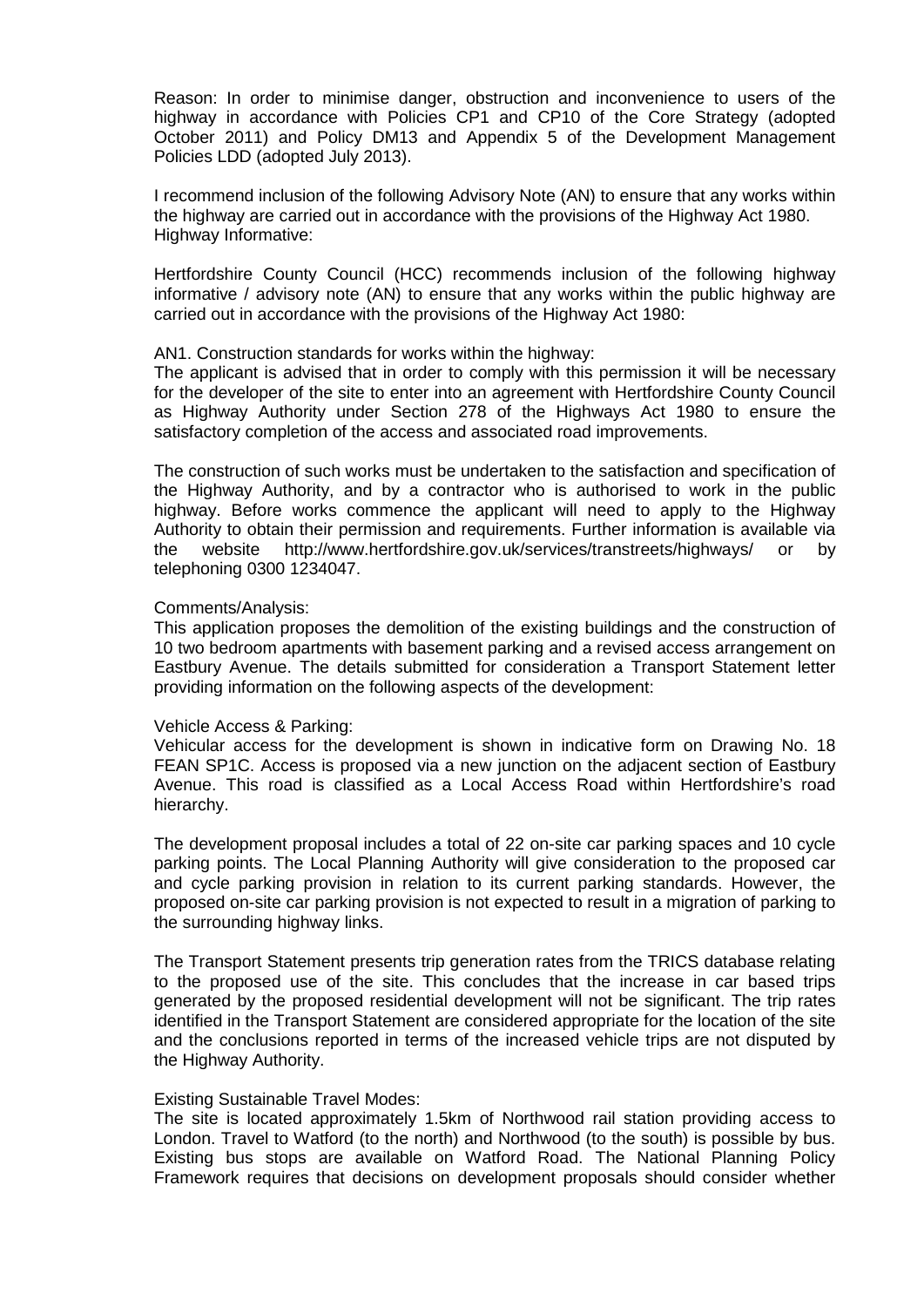Reason: In order to minimise danger, obstruction and inconvenience to users of the highway in accordance with Policies CP1 and CP10 of the Core Strategy (adopted October 2011) and Policy DM13 and Appendix 5 of the Development Management Policies LDD (adopted July 2013).

I recommend inclusion of the following Advisory Note (AN) to ensure that any works within the highway are carried out in accordance with the provisions of the Highway Act 1980.
Highway Informative:

Hertfordshire County Council (HCC) recommends inclusion of the following highway informative / advisory note (AN) to ensure that any works within the public highway are carried out in accordance with the provisions of the Highway Act 1980:

AN1. Construction standards for works within the highway:
The applicant is advised that in order to comply with this permission it will be necessary for the developer of the site to enter into an agreement with Hertfordshire County Council as Highway Authority under Section 278 of the Highways Act 1980 to ensure the satisfactory completion of the access and associated road improvements.

The construction of such works must be undertaken to the satisfaction and specification of the Highway Authority, and by a contractor who is authorised to work in the public highway. Before works commence the applicant will need to apply to the Highway Authority to obtain their permission and requirements. Further information is available via the website http://www.hertfordshire.gov.uk/services/transtreets/highways/ or by telephoning 0300 1234047.

Comments/Analysis:
This application proposes the demolition of the existing buildings and the construction of 10 two bedroom apartments with basement parking and a revised access arrangement on Eastbury Avenue. The details submitted for consideration a Transport Statement letter providing information on the following aspects of the development:

Vehicle Access & Parking:
Vehicular access for the development is shown in indicative form on Drawing No. 18 FEAN SP1C. Access is proposed via a new junction on the adjacent section of Eastbury Avenue. This road is classified as a Local Access Road within Hertfordshire's road hierarchy.

The development proposal includes a total of 22 on-site car parking spaces and 10 cycle parking points. The Local Planning Authority will give consideration to the proposed car and cycle parking provision in relation to its current parking standards. However, the proposed on-site car parking provision is not expected to result in a migration of parking to the surrounding highway links.

The Transport Statement presents trip generation rates from the TRICS database relating to the proposed use of the site. This concludes that the increase in car based trips generated by the proposed residential development will not be significant. The trip rates identified in the Transport Statement are considered appropriate for the location of the site and the conclusions reported in terms of the increased vehicle trips are not disputed by the Highway Authority.

Existing Sustainable Travel Modes:
The site is located approximately 1.5km of Northwood rail station providing access to London. Travel to Watford (to the north) and Northwood (to the south) is possible by bus. Existing bus stops are available on Watford Road. The National Planning Policy Framework requires that decisions on development proposals should consider whether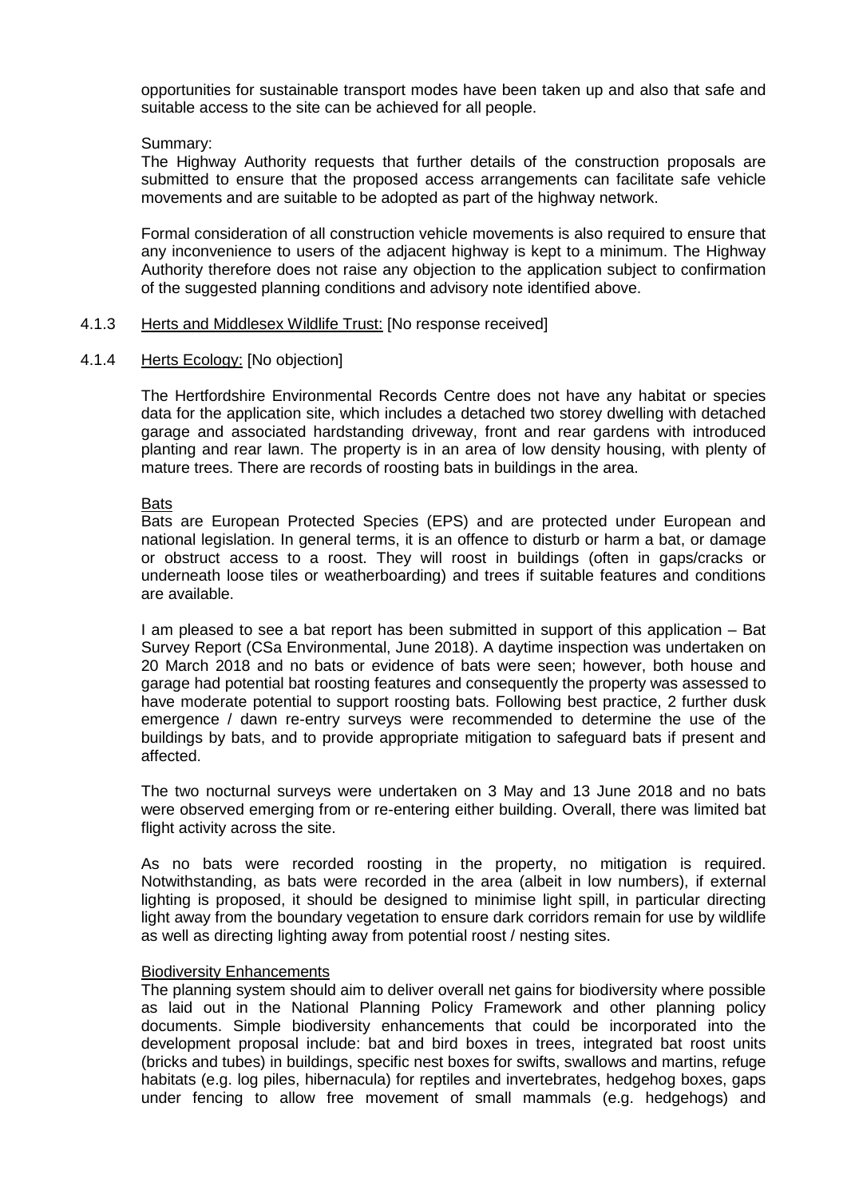opportunities for sustainable transport modes have been taken up and also that safe and suitable access to the site can be achieved for all people.

Summary:
The Highway Authority requests that further details of the construction proposals are submitted to ensure that the proposed access arrangements can facilitate safe vehicle movements and are suitable to be adopted as part of the highway network.

Formal consideration of all construction vehicle movements is also required to ensure that any inconvenience to users of the adjacent highway is kept to a minimum. The Highway Authority therefore does not raise any objection to the application subject to confirmation of the suggested planning conditions and advisory note identified above.

4.1.3 Herts and Middlesex Wildlife Trust: [No response received]

4.1.4 Herts Ecology: [No objection]

The Hertfordshire Environmental Records Centre does not have any habitat or species data for the application site, which includes a detached two storey dwelling with detached garage and associated hardstanding driveway, front and rear gardens with introduced planting and rear lawn. The property is in an area of low density housing, with plenty of mature trees. There are records of roosting bats in buildings in the area.

Bats

Bats are European Protected Species (EPS) and are protected under European and national legislation. In general terms, it is an offence to disturb or harm a bat, or damage or obstruct access to a roost. They will roost in buildings (often in gaps/cracks or underneath loose tiles or weatherboarding) and trees if suitable features and conditions are available.

I am pleased to see a bat report has been submitted in support of this application – Bat Survey Report (CSa Environmental, June 2018). A daytime inspection was undertaken on 20 March 2018 and no bats or evidence of bats were seen; however, both house and garage had potential bat roosting features and consequently the property was assessed to have moderate potential to support roosting bats. Following best practice, 2 further dusk emergence / dawn re-entry surveys were recommended to determine the use of the buildings by bats, and to provide appropriate mitigation to safeguard bats if present and affected.

The two nocturnal surveys were undertaken on 3 May and 13 June 2018 and no bats were observed emerging from or re-entering either building. Overall, there was limited bat flight activity across the site.

As no bats were recorded roosting in the property, no mitigation is required. Notwithstanding, as bats were recorded in the area (albeit in low numbers), if external lighting is proposed, it should be designed to minimise light spill, in particular directing light away from the boundary vegetation to ensure dark corridors remain for use by wildlife as well as directing lighting away from potential roost / nesting sites.

Biodiversity Enhancements

The planning system should aim to deliver overall net gains for biodiversity where possible as laid out in the National Planning Policy Framework and other planning policy documents. Simple biodiversity enhancements that could be incorporated into the development proposal include: bat and bird boxes in trees, integrated bat roost units (bricks and tubes) in buildings, specific nest boxes for swifts, swallows and martins, refuge habitats (e.g. log piles, hibernacula) for reptiles and invertebrates, hedgehog boxes, gaps under fencing to allow free movement of small mammals (e.g. hedgehogs) and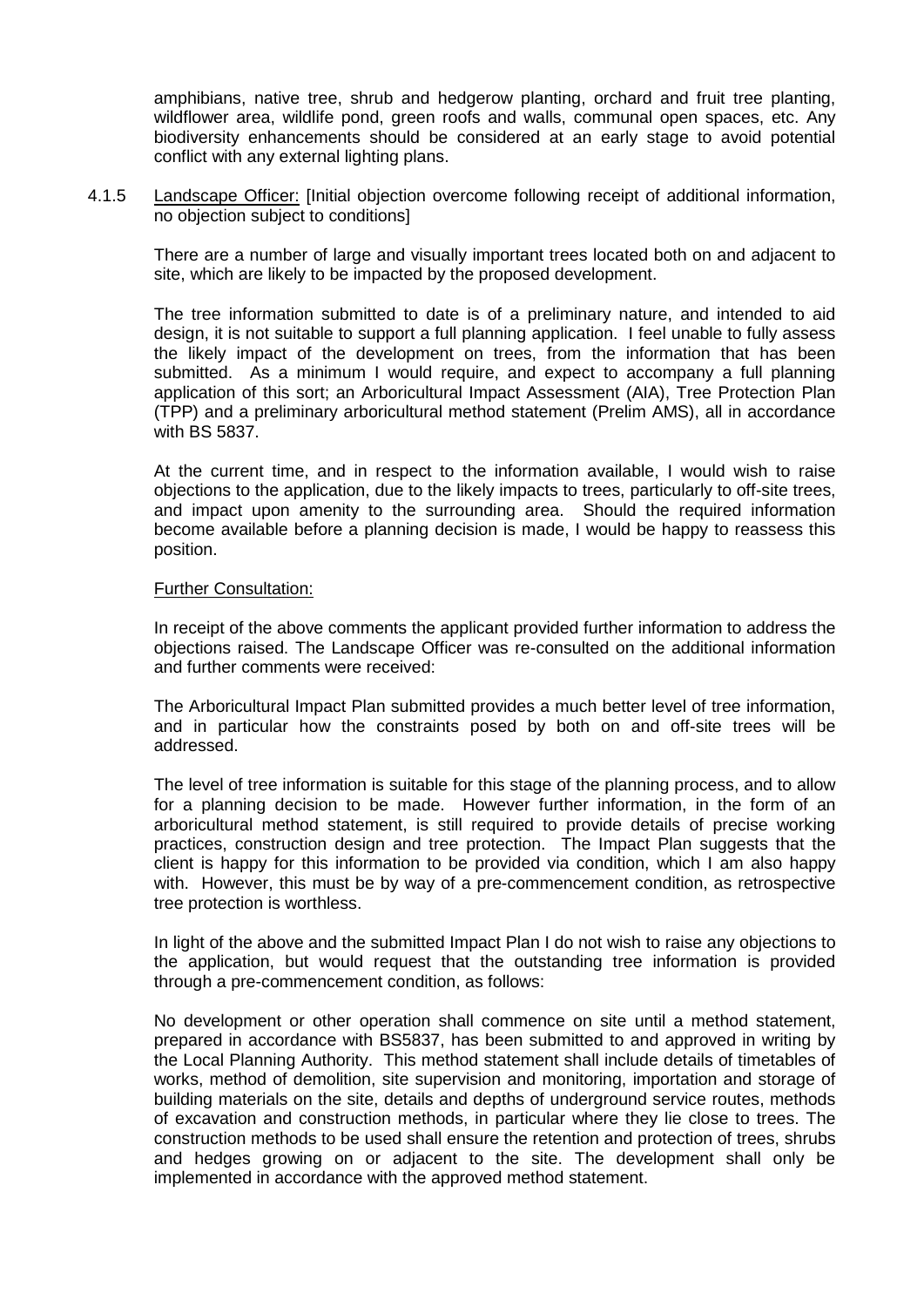amphibians, native tree, shrub and hedgerow planting, orchard and fruit tree planting, wildflower area, wildlife pond, green roofs and walls, communal open spaces, etc. Any biodiversity enhancements should be considered at an early stage to avoid potential conflict with any external lighting plans.

4.1.5 Landscape Officer: [Initial objection overcome following receipt of additional information, no objection subject to conditions]

There are a number of large and visually important trees located both on and adjacent to site, which are likely to be impacted by the proposed development.

The tree information submitted to date is of a preliminary nature, and intended to aid design, it is not suitable to support a full planning application. I feel unable to fully assess the likely impact of the development on trees, from the information that has been submitted. As a minimum I would require, and expect to accompany a full planning application of this sort; an Arboricultural Impact Assessment (AIA), Tree Protection Plan (TPP) and a preliminary arboricultural method statement (Prelim AMS), all in accordance with BS 5837.

At the current time, and in respect to the information available, I would wish to raise objections to the application, due to the likely impacts to trees, particularly to off-site trees, and impact upon amenity to the surrounding area. Should the required information become available before a planning decision is made, I would be happy to reassess this position.

Further Consultation:

In receipt of the above comments the applicant provided further information to address the objections raised. The Landscape Officer was re-consulted on the additional information and further comments were received:

The Arboricultural Impact Plan submitted provides a much better level of tree information, and in particular how the constraints posed by both on and off-site trees will be addressed.

The level of tree information is suitable for this stage of the planning process, and to allow for a planning decision to be made. However further information, in the form of an arboricultural method statement, is still required to provide details of precise working practices, construction design and tree protection. The Impact Plan suggests that the client is happy for this information to be provided via condition, which I am also happy with. However, this must be by way of a pre-commencement condition, as retrospective tree protection is worthless.

In light of the above and the submitted Impact Plan I do not wish to raise any objections to the application, but would request that the outstanding tree information is provided through a pre-commencement condition, as follows:

No development or other operation shall commence on site until a method statement, prepared in accordance with BS5837, has been submitted to and approved in writing by the Local Planning Authority. This method statement shall include details of timetables of works, method of demolition, site supervision and monitoring, importation and storage of building materials on the site, details and depths of underground service routes, methods of excavation and construction methods, in particular where they lie close to trees. The construction methods to be used shall ensure the retention and protection of trees, shrubs and hedges growing on or adjacent to the site. The development shall only be implemented in accordance with the approved method statement.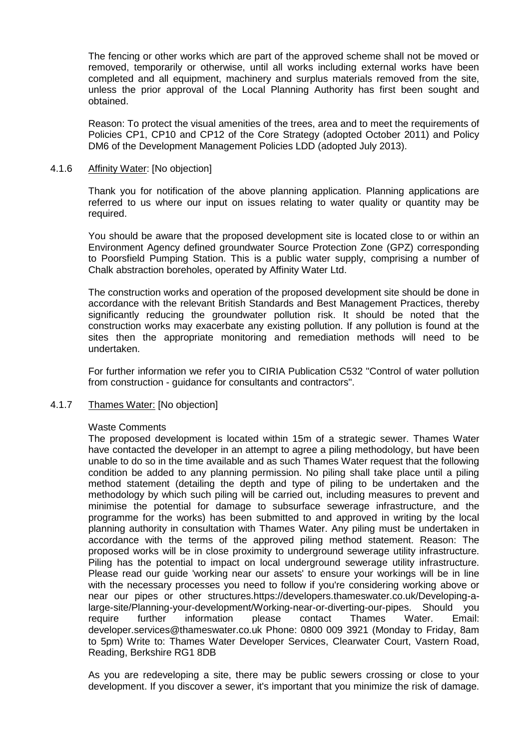The fencing or other works which are part of the approved scheme shall not be moved or removed, temporarily or otherwise, until all works including external works have been completed and all equipment, machinery and surplus materials removed from the site, unless the prior approval of the Local Planning Authority has first been sought and obtained.

Reason: To protect the visual amenities of the trees, area and to meet the requirements of Policies CP1, CP10 and CP12 of the Core Strategy (adopted October 2011) and Policy DM6 of the Development Management Policies LDD (adopted July 2013).

4.1.6 Affinity Water: [No objection]

Thank you for notification of the above planning application. Planning applications are referred to us where our input on issues relating to water quality or quantity may be required.

You should be aware that the proposed development site is located close to or within an Environment Agency defined groundwater Source Protection Zone (GPZ) corresponding to Poorsfield Pumping Station. This is a public water supply, comprising a number of Chalk abstraction boreholes, operated by Affinity Water Ltd.

The construction works and operation of the proposed development site should be done in accordance with the relevant British Standards and Best Management Practices, thereby significantly reducing the groundwater pollution risk. It should be noted that the construction works may exacerbate any existing pollution. If any pollution is found at the sites then the appropriate monitoring and remediation methods will need to be undertaken.

For further information we refer you to CIRIA Publication C532 "Control of water pollution from construction - guidance for consultants and contractors".

4.1.7 Thames Water: [No objection]

Waste Comments

The proposed development is located within 15m of a strategic sewer. Thames Water have contacted the developer in an attempt to agree a piling methodology, but have been unable to do so in the time available and as such Thames Water request that the following condition be added to any planning permission. No piling shall take place until a piling method statement (detailing the depth and type of piling to be undertaken and the methodology by which such piling will be carried out, including measures to prevent and minimise the potential for damage to subsurface sewerage infrastructure, and the programme for the works) has been submitted to and approved in writing by the local planning authority in consultation with Thames Water. Any piling must be undertaken in accordance with the terms of the approved piling method statement. Reason: The proposed works will be in close proximity to underground sewerage utility infrastructure. Piling has the potential to impact on local underground sewerage utility infrastructure. Please read our guide 'working near our assets' to ensure your workings will be in line with the necessary processes you need to follow if you're considering working above or near our pipes or other structures.https://developers.thameswater.co.uk/Developing-a-large-site/Planning-your-development/Working-near-or-diverting-our-pipes. Should you require further information please contact Thames Water. Email: developer.services@thameswater.co.uk Phone: 0800 009 3921 (Monday to Friday, 8am to 5pm) Write to: Thames Water Developer Services, Clearwater Court, Vastern Road, Reading, Berkshire RG1 8DB

As you are redeveloping a site, there may be public sewers crossing or close to your development. If you discover a sewer, it's important that you minimize the risk of damage.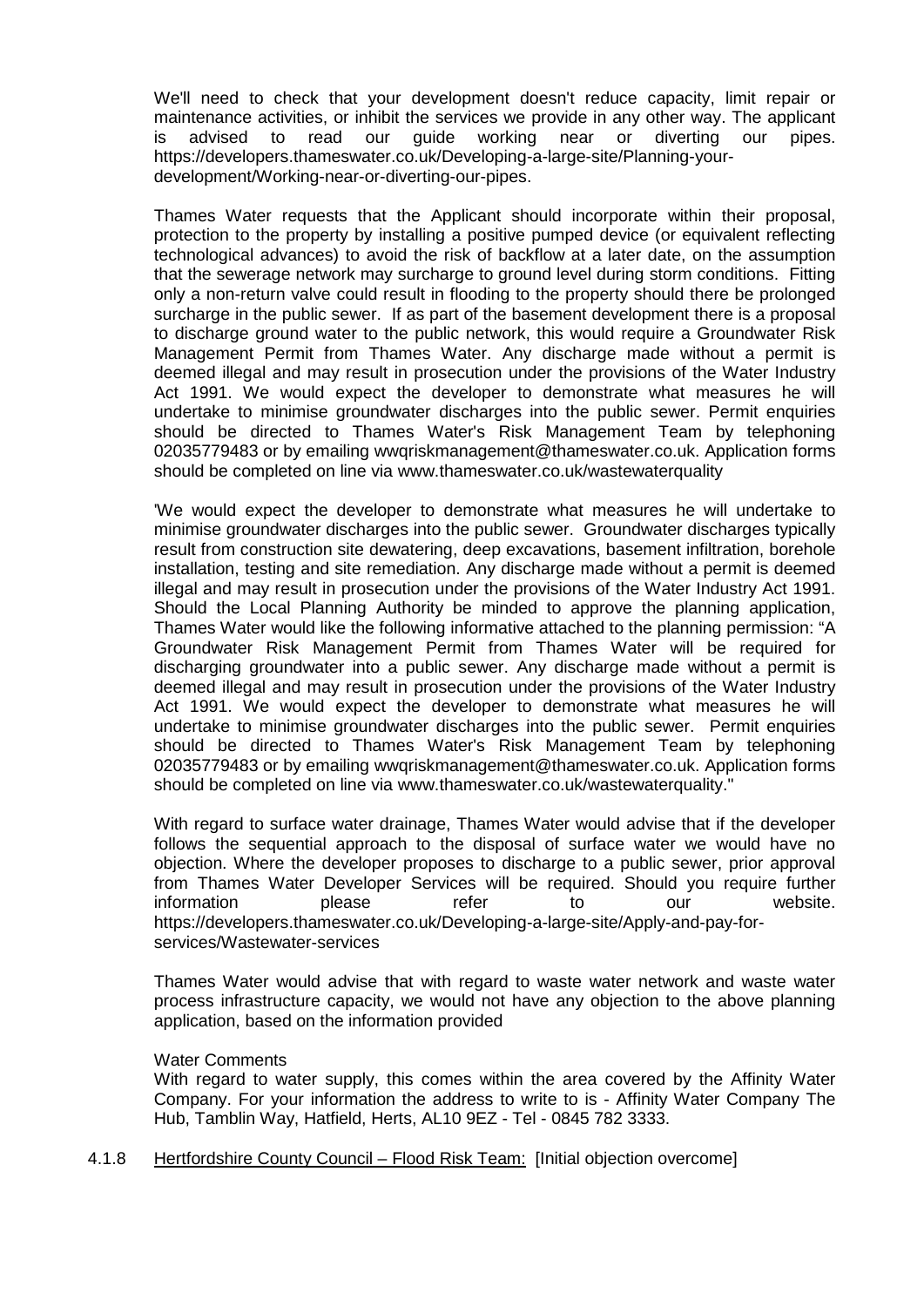We'll need to check that your development doesn't reduce capacity, limit repair or maintenance activities, or inhibit the services we provide in any other way. The applicant is advised to read our guide working near or diverting our pipes. https://developers.thameswater.co.uk/Developing-a-large-site/Planning-your-development/Working-near-or-diverting-our-pipes.

Thames Water requests that the Applicant should incorporate within their proposal, protection to the property by installing a positive pumped device (or equivalent reflecting technological advances) to avoid the risk of backflow at a later date, on the assumption that the sewerage network may surcharge to ground level during storm conditions. Fitting only a non-return valve could result in flooding to the property should there be prolonged surcharge in the public sewer. If as part of the basement development there is a proposal to discharge ground water to the public network, this would require a Groundwater Risk Management Permit from Thames Water. Any discharge made without a permit is deemed illegal and may result in prosecution under the provisions of the Water Industry Act 1991. We would expect the developer to demonstrate what measures he will undertake to minimise groundwater discharges into the public sewer. Permit enquiries should be directed to Thames Water's Risk Management Team by telephoning 02035779483 or by emailing wwqriskmanagement@thameswater.co.uk. Application forms should be completed on line via www.thameswater.co.uk/wastewaterquality

'We would expect the developer to demonstrate what measures he will undertake to minimise groundwater discharges into the public sewer. Groundwater discharges typically result from construction site dewatering, deep excavations, basement infiltration, borehole installation, testing and site remediation. Any discharge made without a permit is deemed illegal and may result in prosecution under the provisions of the Water Industry Act 1991. Should the Local Planning Authority be minded to approve the planning application, Thames Water would like the following informative attached to the planning permission: "A Groundwater Risk Management Permit from Thames Water will be required for discharging groundwater into a public sewer. Any discharge made without a permit is deemed illegal and may result in prosecution under the provisions of the Water Industry Act 1991. We would expect the developer to demonstrate what measures he will undertake to minimise groundwater discharges into the public sewer. Permit enquiries should be directed to Thames Water's Risk Management Team by telephoning 02035779483 or by emailing wwqriskmanagement@thameswater.co.uk. Application forms should be completed on line via www.thameswater.co.uk/wastewaterquality."

With regard to surface water drainage, Thames Water would advise that if the developer follows the sequential approach to the disposal of surface water we would have no objection. Where the developer proposes to discharge to a public sewer, prior approval from Thames Water Developer Services will be required. Should you require further information please refer to our website. https://developers.thameswater.co.uk/Developing-a-large-site/Apply-and-pay-for-services/Wastewater-services

Thames Water would advise that with regard to waste water network and waste water process infrastructure capacity, we would not have any objection to the above planning application, based on the information provided

Water Comments
With regard to water supply, this comes within the area covered by the Affinity Water Company. For your information the address to write to is - Affinity Water Company The Hub, Tamblin Way, Hatfield, Herts, AL10 9EZ - Tel - 0845 782 3333.

4.1.8 Hertfordshire County Council – Flood Risk Team: [Initial objection overcome]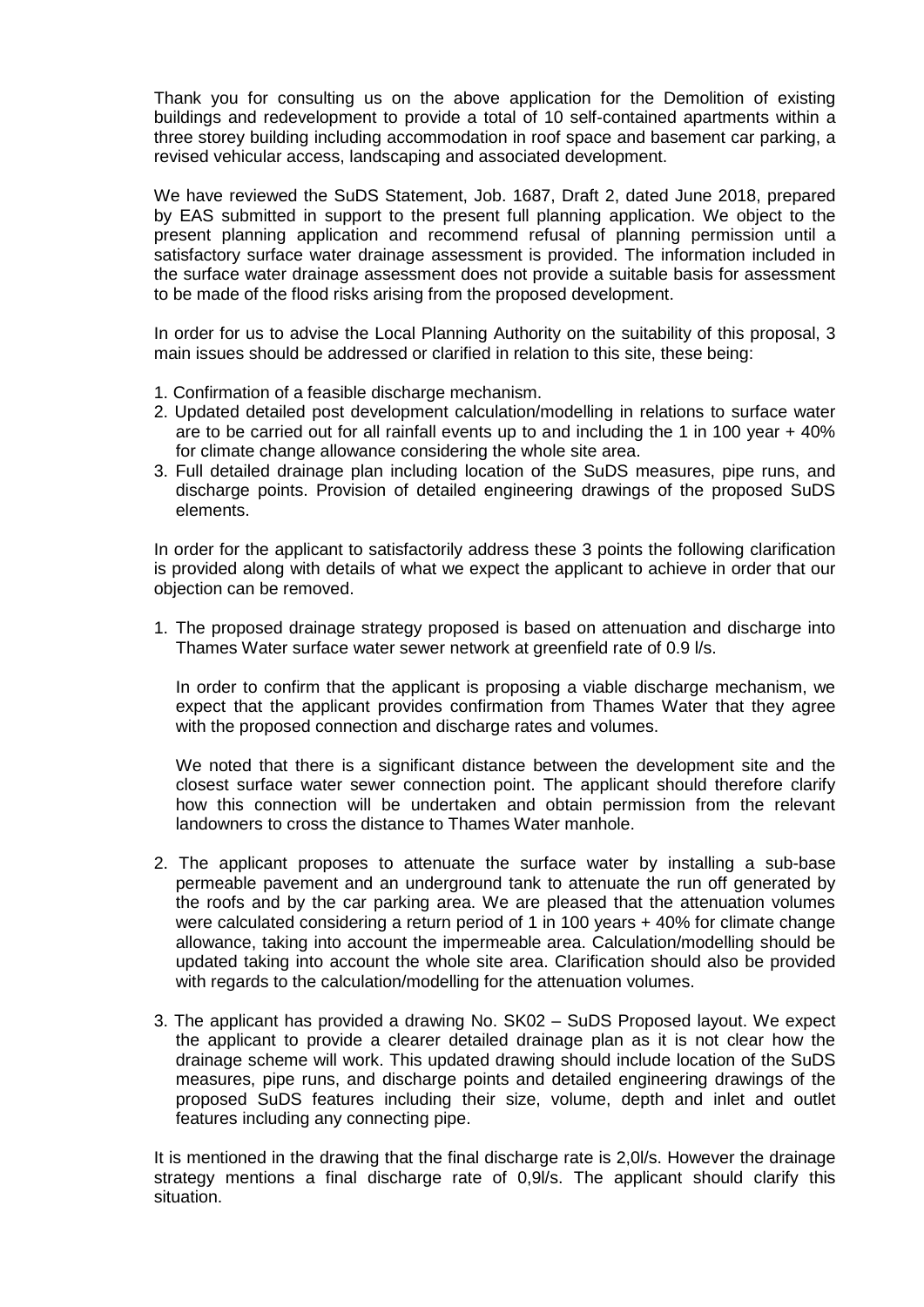Thank you for consulting us on the above application for the Demolition of existing buildings and redevelopment to provide a total of 10 self-contained apartments within a three storey building including accommodation in roof space and basement car parking, a revised vehicular access, landscaping and associated development.

We have reviewed the SuDS Statement, Job. 1687, Draft 2, dated June 2018, prepared by EAS submitted in support to the present full planning application. We object to the present planning application and recommend refusal of planning permission until a satisfactory surface water drainage assessment is provided. The information included in the surface water drainage assessment does not provide a suitable basis for assessment to be made of the flood risks arising from the proposed development.

In order for us to advise the Local Planning Authority on the suitability of this proposal, 3 main issues should be addressed or clarified in relation to this site, these being:

1. Confirmation of a feasible discharge mechanism.
2. Updated detailed post development calculation/modelling in relations to surface water are to be carried out for all rainfall events up to and including the 1 in 100 year + 40% for climate change allowance considering the whole site area.
3. Full detailed drainage plan including location of the SuDS measures, pipe runs, and discharge points. Provision of detailed engineering drawings of the proposed SuDS elements.

In order for the applicant to satisfactorily address these 3 points the following clarification is provided along with details of what we expect the applicant to achieve in order that our objection can be removed.

1. The proposed drainage strategy proposed is based on attenuation and discharge into Thames Water surface water sewer network at greenfield rate of 0.9 l/s.

   In order to confirm that the applicant is proposing a viable discharge mechanism, we expect that the applicant provides confirmation from Thames Water that they agree with the proposed connection and discharge rates and volumes.

   We noted that there is a significant distance between the development site and the closest surface water sewer connection point. The applicant should therefore clarify how this connection will be undertaken and obtain permission from the relevant landowners to cross the distance to Thames Water manhole.

2. The applicant proposes to attenuate the surface water by installing a sub-base permeable pavement and an underground tank to attenuate the run off generated by the roofs and by the car parking area. We are pleased that the attenuation volumes were calculated considering a return period of 1 in 100 years + 40% for climate change allowance, taking into account the impermeable area. Calculation/modelling should be updated taking into account the whole site area. Clarification should also be provided with regards to the calculation/modelling for the attenuation volumes.

3. The applicant has provided a drawing No. SK02 – SuDS Proposed layout. We expect the applicant to provide a clearer detailed drainage plan as it is not clear how the drainage scheme will work. This updated drawing should include location of the SuDS measures, pipe runs, and discharge points and detailed engineering drawings of the proposed SuDS features including their size, volume, depth and inlet and outlet features including any connecting pipe.

It is mentioned in the drawing that the final discharge rate is 2,0l/s. However the drainage strategy mentions a final discharge rate of 0,9l/s. The applicant should clarify this situation.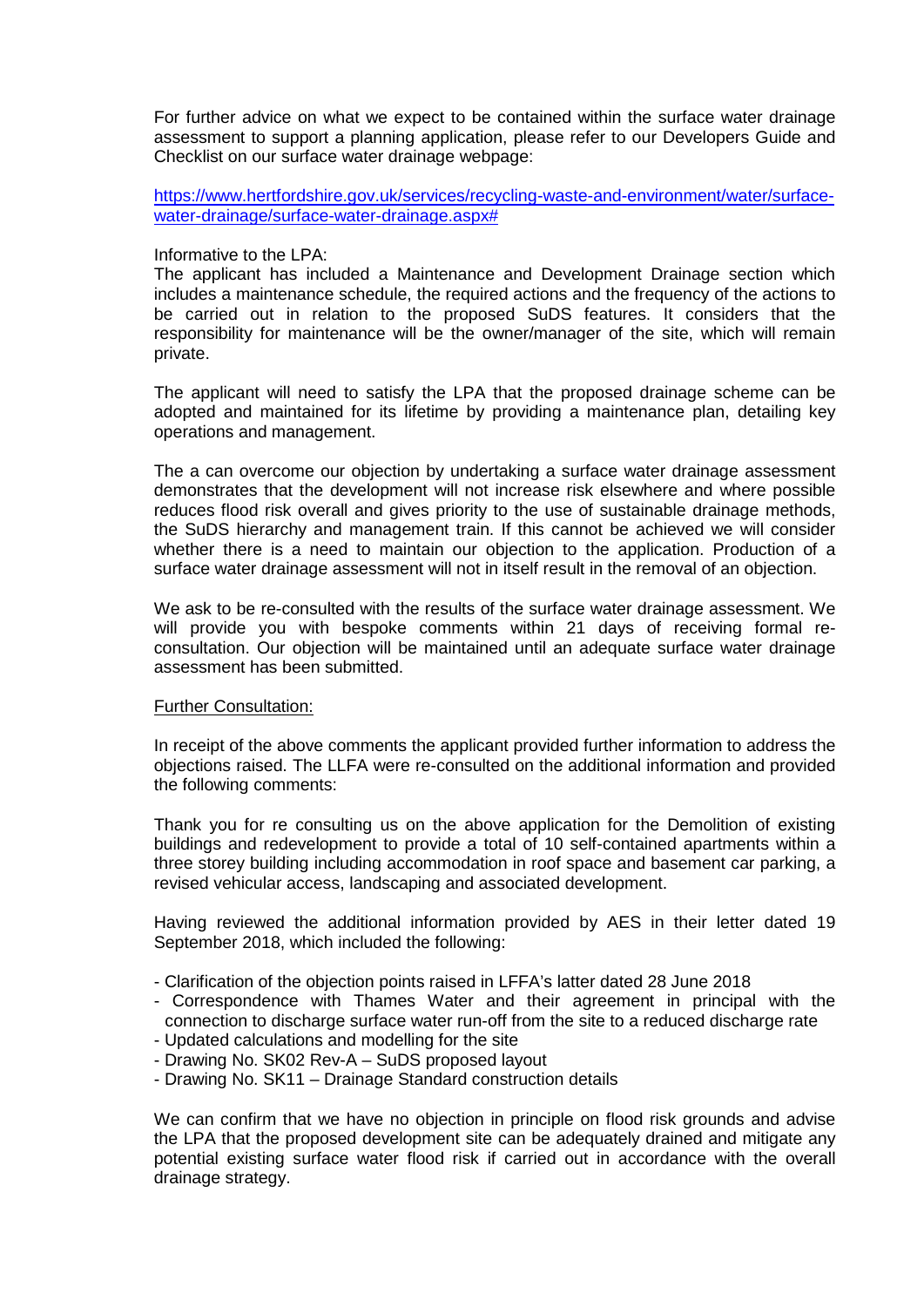For further advice on what we expect to be contained within the surface water drainage assessment to support a planning application, please refer to our Developers Guide and Checklist on our surface water drainage webpage:

https://www.hertfordshire.gov.uk/services/recycling-waste-and-environment/water/surface-water-drainage/surface-water-drainage.aspx#

Informative to the LPA:
The applicant has included a Maintenance and Development Drainage section which includes a maintenance schedule, the required actions and the frequency of the actions to be carried out in relation to the proposed SuDS features. It considers that the responsibility for maintenance will be the owner/manager of the site, which will remain private.

The applicant will need to satisfy the LPA that the proposed drainage scheme can be adopted and maintained for its lifetime by providing a maintenance plan, detailing key operations and management.

The a can overcome our objection by undertaking a surface water drainage assessment demonstrates that the development will not increase risk elsewhere and where possible reduces flood risk overall and gives priority to the use of sustainable drainage methods, the SuDS hierarchy and management train. If this cannot be achieved we will consider whether there is a need to maintain our objection to the application. Production of a surface water drainage assessment will not in itself result in the removal of an objection.

We ask to be re-consulted with the results of the surface water drainage assessment. We will provide you with bespoke comments within 21 days of receiving formal re-consultation. Our objection will be maintained until an adequate surface water drainage assessment has been submitted.

Further Consultation:

In receipt of the above comments the applicant provided further information to address the objections raised. The LLFA were re-consulted on the additional information and provided the following comments:

Thank you for re consulting us on the above application for the Demolition of existing buildings and redevelopment to provide a total of 10 self-contained apartments within a three storey building including accommodation in roof space and basement car parking, a revised vehicular access, landscaping and associated development.

Having reviewed the additional information provided by AES in their letter dated 19 September 2018, which included the following:

- Clarification of the objection points raised in LFFA's latter dated 28 June 2018
- Correspondence with Thames Water and their agreement in principal with the connection to discharge surface water run-off from the site to a reduced discharge rate
- Updated calculations and modelling for the site
- Drawing No. SK02 Rev-A – SuDS proposed layout
- Drawing No. SK11 – Drainage Standard construction details

We can confirm that we have no objection in principle on flood risk grounds and advise the LPA that the proposed development site can be adequately drained and mitigate any potential existing surface water flood risk if carried out in accordance with the overall drainage strategy.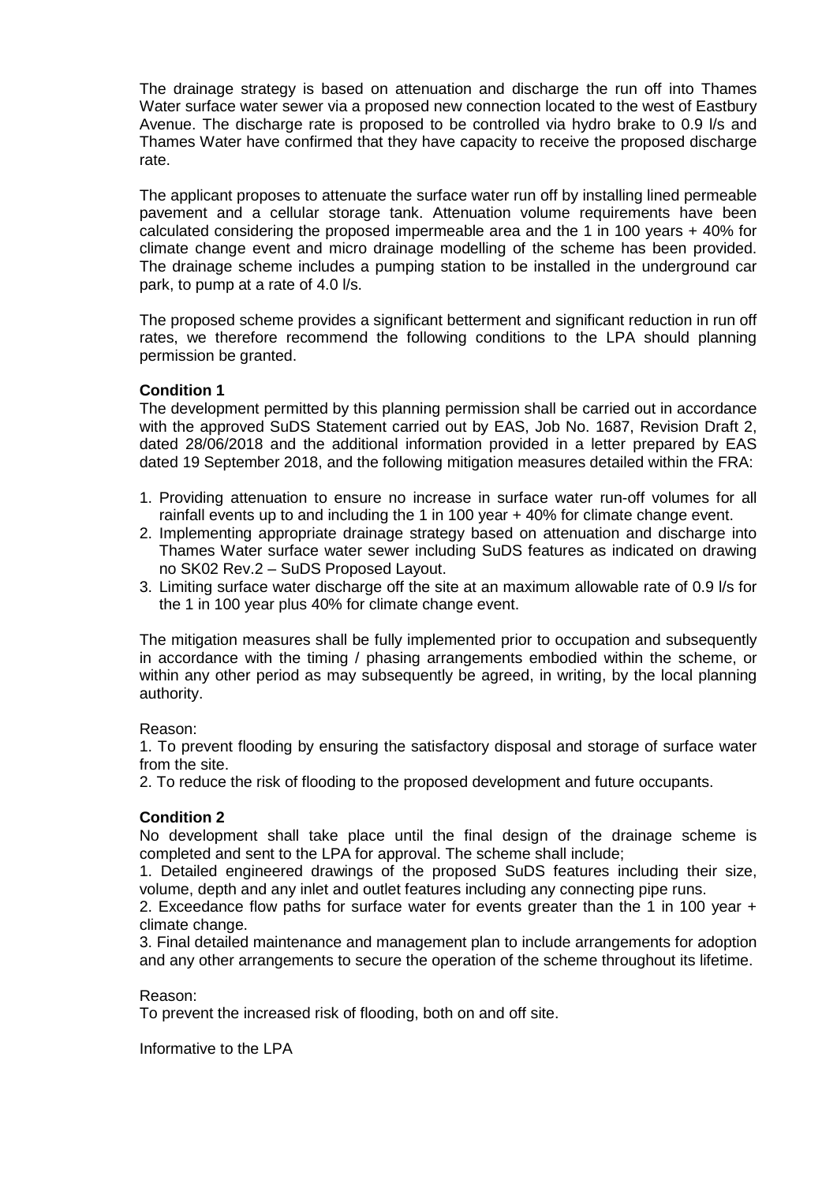The drainage strategy is based on attenuation and discharge the run off into Thames Water surface water sewer via a proposed new connection located to the west of Eastbury Avenue. The discharge rate is proposed to be controlled via hydro brake to 0.9 l/s and Thames Water have confirmed that they have capacity to receive the proposed discharge rate.

The applicant proposes to attenuate the surface water run off by installing lined permeable pavement and a cellular storage tank. Attenuation volume requirements have been calculated considering the proposed impermeable area and the 1 in 100 years + 40% for climate change event and micro drainage modelling of the scheme has been provided. The drainage scheme includes a pumping station to be installed in the underground car park, to pump at a rate of 4.0 l/s.

The proposed scheme provides a significant betterment and significant reduction in run off rates, we therefore recommend the following conditions to the LPA should planning permission be granted.

**Condition 1**

The development permitted by this planning permission shall be carried out in accordance with the approved SuDS Statement carried out by EAS, Job No. 1687, Revision Draft 2, dated 28/06/2018 and the additional information provided in a letter prepared by EAS dated 19 September 2018, and the following mitigation measures detailed within the FRA:

1. Providing attenuation to ensure no increase in surface water run-off volumes for all rainfall events up to and including the 1 in 100 year + 40% for climate change event.
2. Implementing appropriate drainage strategy based on attenuation and discharge into Thames Water surface water sewer including SuDS features as indicated on drawing no SK02 Rev.2 – SuDS Proposed Layout.
3. Limiting surface water discharge off the site at an maximum allowable rate of 0.9 l/s for the 1 in 100 year plus 40% for climate change event.

The mitigation measures shall be fully implemented prior to occupation and subsequently in accordance with the timing / phasing arrangements embodied within the scheme, or within any other period as may subsequently be agreed, in writing, by the local planning authority.

Reason:

1. To prevent flooding by ensuring the satisfactory disposal and storage of surface water from the site.
2. To reduce the risk of flooding to the proposed development and future occupants.

**Condition 2**

No development shall take place until the final design of the drainage scheme is completed and sent to the LPA for approval. The scheme shall include;

1. Detailed engineered drawings of the proposed SuDS features including their size, volume, depth and any inlet and outlet features including any connecting pipe runs.
2. Exceedance flow paths for surface water for events greater than the 1 in 100 year + climate change.
3. Final detailed maintenance and management plan to include arrangements for adoption and any other arrangements to secure the operation of the scheme throughout its lifetime.

Reason:

To prevent the increased risk of flooding, both on and off site.

Informative to the LPA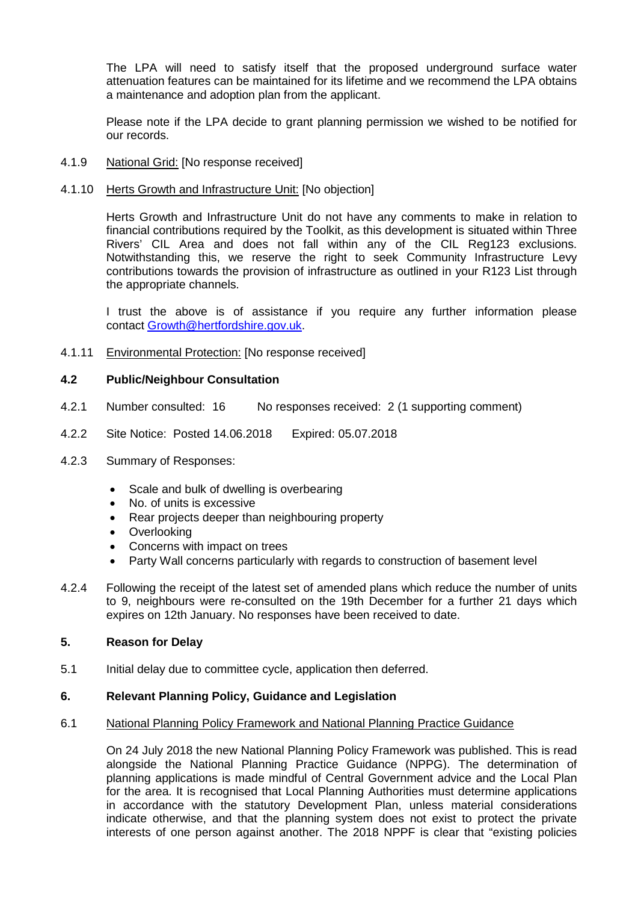The LPA will need to satisfy itself that the proposed underground surface water attenuation features can be maintained for its lifetime and we recommend the LPA obtains a maintenance and adoption plan from the applicant.

Please note if the LPA decide to grant planning permission we wished to be notified for our records.

4.1.9 National Grid: [No response received]

4.1.10 Herts Growth and Infrastructure Unit: [No objection]

Herts Growth and Infrastructure Unit do not have any comments to make in relation to financial contributions required by the Toolkit, as this development is situated within Three Rivers' CIL Area and does not fall within any of the CIL Reg123 exclusions. Notwithstanding this, we reserve the right to seek Community Infrastructure Levy contributions towards the provision of infrastructure as outlined in your R123 List through the appropriate channels.

I trust the above is of assistance if you require any further information please contact Growth@hertfordshire.gov.uk.

4.1.11 Environmental Protection: [No response received]

### 4.2 Public/Neighbour Consultation

4.2.1 Number consulted: 16 No responses received: 2 (1 supporting comment)

4.2.2 Site Notice: Posted 14.06.2018 Expired: 05.07.2018

4.2.3 Summary of Responses:

- Scale and bulk of dwelling is overbearing
- No. of units is excessive
- Rear projects deeper than neighbouring property
- Overlooking
- Concerns with impact on trees
- Party Wall concerns particularly with regards to construction of basement level

4.2.4 Following the receipt of the latest set of amended plans which reduce the number of units to 9, neighbours were re-consulted on the 19th December for a further 21 days which expires on 12th January. No responses have been received to date.

## 5. Reason for Delay

5.1 Initial delay due to committee cycle, application then deferred.

## 6. Relevant Planning Policy, Guidance and Legislation

6.1 National Planning Policy Framework and National Planning Practice Guidance

On 24 July 2018 the new National Planning Policy Framework was published. This is read alongside the National Planning Practice Guidance (NPPG). The determination of planning applications is made mindful of Central Government advice and the Local Plan for the area. It is recognised that Local Planning Authorities must determine applications in accordance with the statutory Development Plan, unless material considerations indicate otherwise, and that the planning system does not exist to protect the private interests of one person against another. The 2018 NPPF is clear that "existing policies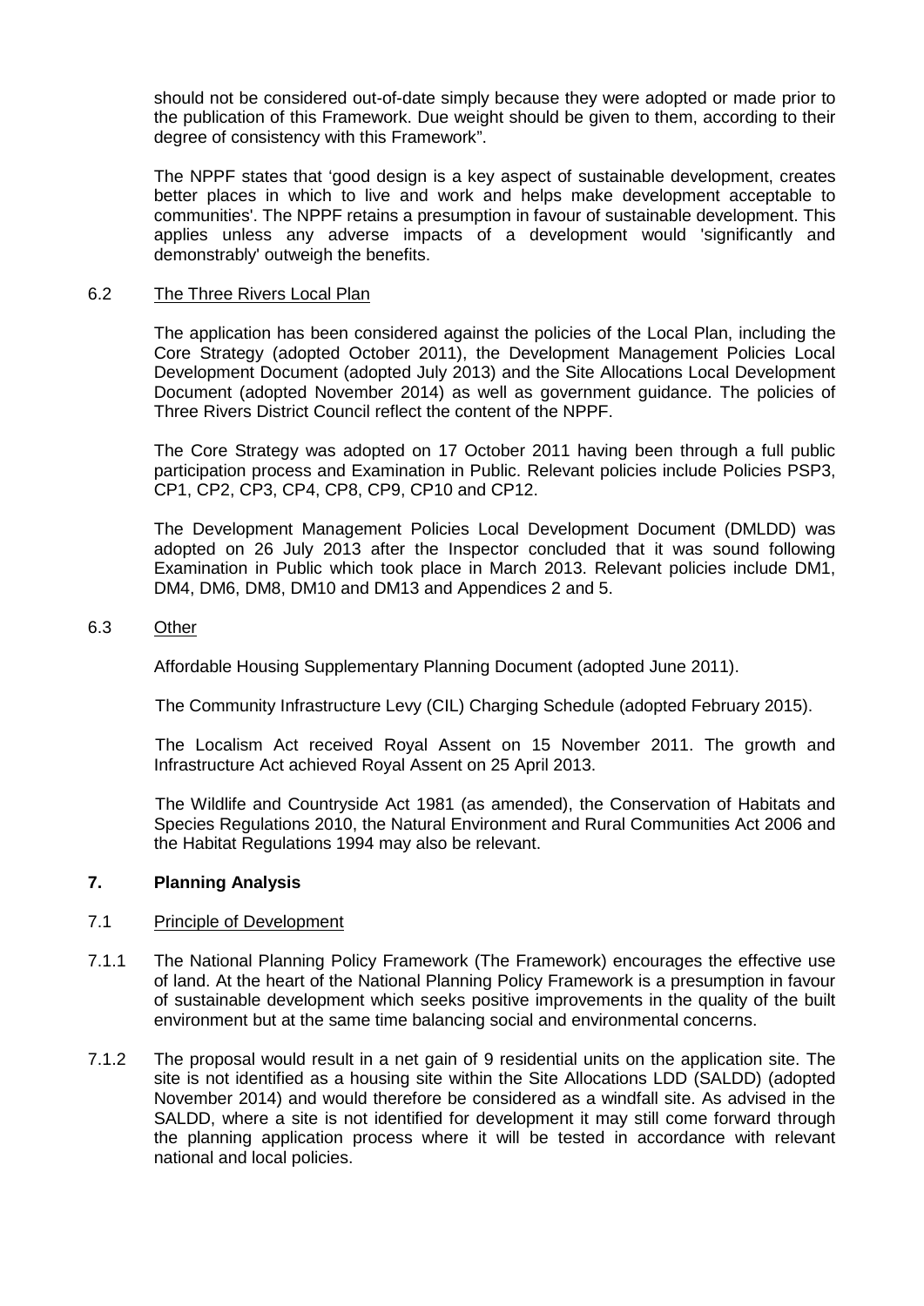should not be considered out-of-date simply because they were adopted or made prior to the publication of this Framework. Due weight should be given to them, according to their degree of consistency with this Framework".

The NPPF states that 'good design is a key aspect of sustainable development, creates better places in which to live and work and helps make development acceptable to communities'. The NPPF retains a presumption in favour of sustainable development. This applies unless any adverse impacts of a development would 'significantly and demonstrably' outweigh the benefits.

6.2 The Three Rivers Local Plan

The application has been considered against the policies of the Local Plan, including the Core Strategy (adopted October 2011), the Development Management Policies Local Development Document (adopted July 2013) and the Site Allocations Local Development Document (adopted November 2014) as well as government guidance. The policies of Three Rivers District Council reflect the content of the NPPF.

The Core Strategy was adopted on 17 October 2011 having been through a full public participation process and Examination in Public. Relevant policies include Policies PSP3, CP1, CP2, CP3, CP4, CP8, CP9, CP10 and CP12.

The Development Management Policies Local Development Document (DMLDD) was adopted on 26 July 2013 after the Inspector concluded that it was sound following Examination in Public which took place in March 2013. Relevant policies include DM1, DM4, DM6, DM8, DM10 and DM13 and Appendices 2 and 5.

6.3 Other

Affordable Housing Supplementary Planning Document (adopted June 2011).

The Community Infrastructure Levy (CIL) Charging Schedule (adopted February 2015).

The Localism Act received Royal Assent on 15 November 2011. The growth and Infrastructure Act achieved Royal Assent on 25 April 2013.

The Wildlife and Countryside Act 1981 (as amended), the Conservation of Habitats and Species Regulations 2010, the Natural Environment and Rural Communities Act 2006 and the Habitat Regulations 1994 may also be relevant.

## 7. Planning Analysis

7.1 Principle of Development

7.1.1 The National Planning Policy Framework (The Framework) encourages the effective use of land. At the heart of the National Planning Policy Framework is a presumption in favour of sustainable development which seeks positive improvements in the quality of the built environment but at the same time balancing social and environmental concerns.

7.1.2 The proposal would result in a net gain of 9 residential units on the application site. The site is not identified as a housing site within the Site Allocations LDD (SALDD) (adopted November 2014) and would therefore be considered as a windfall site. As advised in the SALDD, where a site is not identified for development it may still come forward through the planning application process where it will be tested in accordance with relevant national and local policies.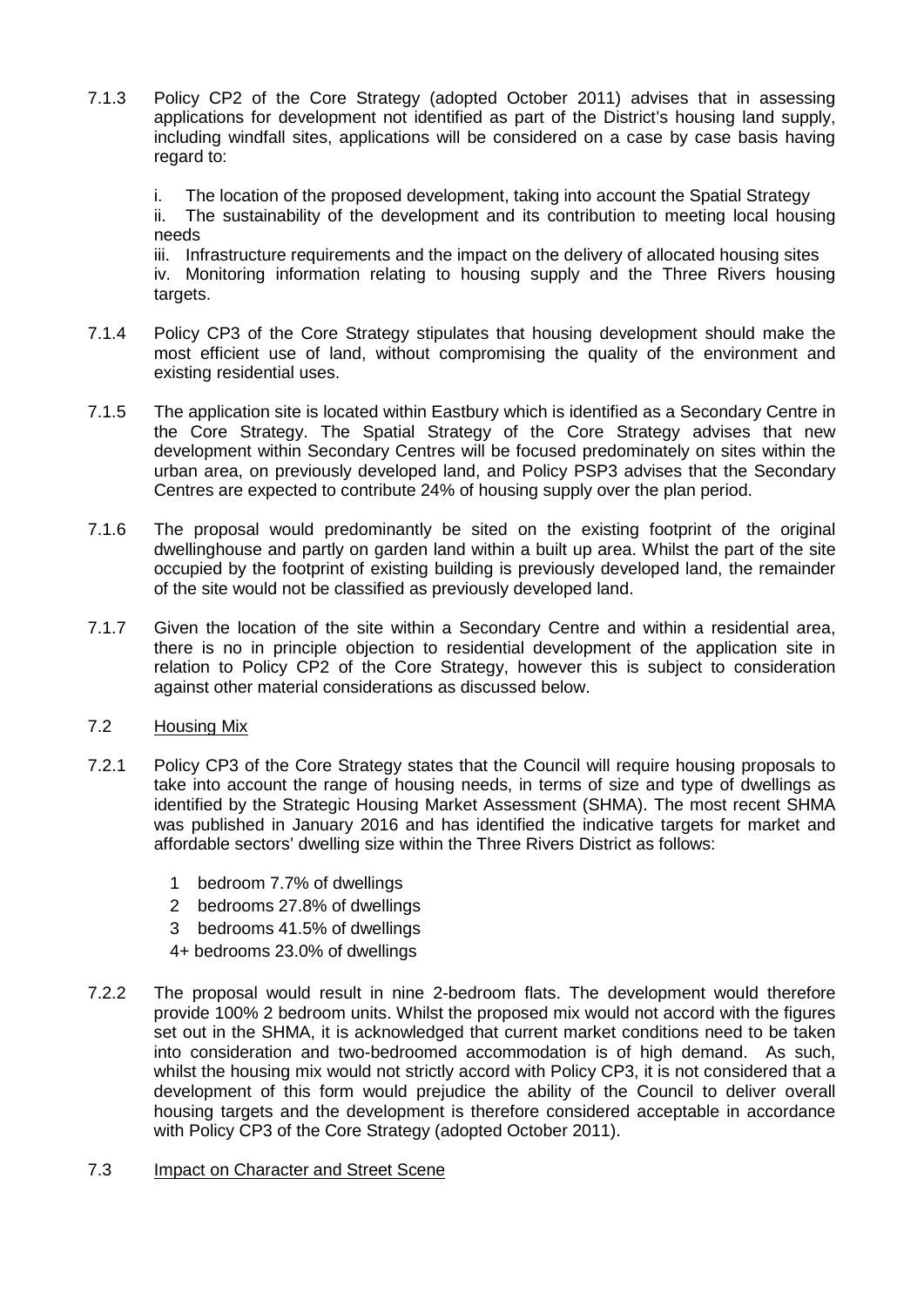7.1.3 Policy CP2 of the Core Strategy (adopted October 2011) advises that in assessing applications for development not identified as part of the District's housing land supply, including windfall sites, applications will be considered on a case by case basis having regard to:

i. The location of the proposed development, taking into account the Spatial Strategy

ii. The sustainability of the development and its contribution to meeting local housing needs

iii. Infrastructure requirements and the impact on the delivery of allocated housing sites

iv. Monitoring information relating to housing supply and the Three Rivers housing targets.

7.1.4 Policy CP3 of the Core Strategy stipulates that housing development should make the most efficient use of land, without compromising the quality of the environment and existing residential uses.

7.1.5 The application site is located within Eastbury which is identified as a Secondary Centre in the Core Strategy. The Spatial Strategy of the Core Strategy advises that new development within Secondary Centres will be focused predominately on sites within the urban area, on previously developed land, and Policy PSP3 advises that the Secondary Centres are expected to contribute 24% of housing supply over the plan period.

7.1.6 The proposal would predominantly be sited on the existing footprint of the original dwellinghouse and partly on garden land within a built up area. Whilst the part of the site occupied by the footprint of existing building is previously developed land, the remainder of the site would not be classified as previously developed land.

7.1.7 Given the location of the site within a Secondary Centre and within a residential area, there is no in principle objection to residential development of the application site in relation to Policy CP2 of the Core Strategy, however this is subject to consideration against other material considerations as discussed below.

## 7.2 Housing Mix

7.2.1 Policy CP3 of the Core Strategy states that the Council will require housing proposals to take into account the range of housing needs, in terms of size and type of dwellings as identified by the Strategic Housing Market Assessment (SHMA). The most recent SHMA was published in January 2016 and has identified the indicative targets for market and affordable sectors' dwelling size within the Three Rivers District as follows:

- 1 bedroom 7.7% of dwellings
- 2 bedrooms 27.8% of dwellings
- 3 bedrooms 41.5% of dwellings
- 4+ bedrooms 23.0% of dwellings

7.2.2 The proposal would result in nine 2-bedroom flats. The development would therefore provide 100% 2 bedroom units. Whilst the proposed mix would not accord with the figures set out in the SHMA, it is acknowledged that current market conditions need to be taken into consideration and two-bedroomed accommodation is of high demand. As such, whilst the housing mix would not strictly accord with Policy CP3, it is not considered that a development of this form would prejudice the ability of the Council to deliver overall housing targets and the development is therefore considered acceptable in accordance with Policy CP3 of the Core Strategy (adopted October 2011).

## 7.3 Impact on Character and Street Scene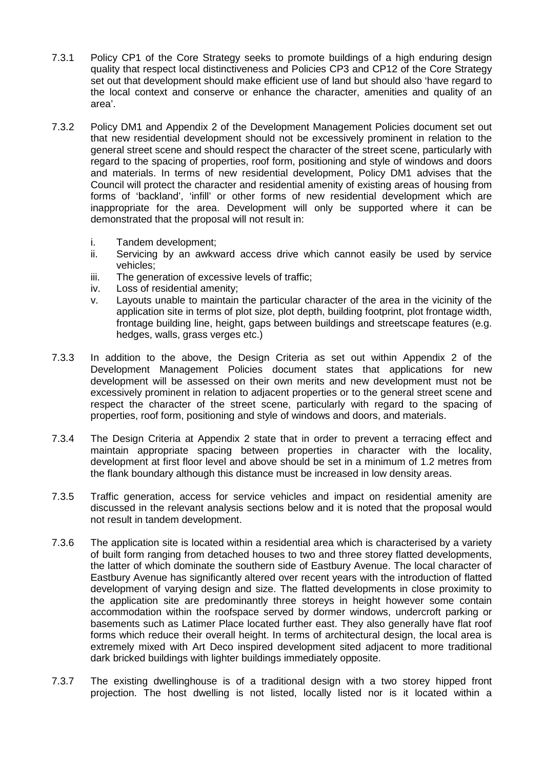7.3.1 Policy CP1 of the Core Strategy seeks to promote buildings of a high enduring design quality that respect local distinctiveness and Policies CP3 and CP12 of the Core Strategy set out that development should make efficient use of land but should also 'have regard to the local context and conserve or enhance the character, amenities and quality of an area'.

7.3.2 Policy DM1 and Appendix 2 of the Development Management Policies document set out that new residential development should not be excessively prominent in relation to the general street scene and should respect the character of the street scene, particularly with regard to the spacing of properties, roof form, positioning and style of windows and doors and materials. In terms of new residential development, Policy DM1 advises that the Council will protect the character and residential amenity of existing areas of housing from forms of 'backland', 'infill' or other forms of new residential development which are inappropriate for the area. Development will only be supported where it can be demonstrated that the proposal will not result in:

i. Tandem development;
ii. Servicing by an awkward access drive which cannot easily be used by service vehicles;
iii. The generation of excessive levels of traffic;
iv. Loss of residential amenity;
v. Layouts unable to maintain the particular character of the area in the vicinity of the application site in terms of plot size, plot depth, building footprint, plot frontage width, frontage building line, height, gaps between buildings and streetscape features (e.g. hedges, walls, grass verges etc.)

7.3.3 In addition to the above, the Design Criteria as set out within Appendix 2 of the Development Management Policies document states that applications for new development will be assessed on their own merits and new development must not be excessively prominent in relation to adjacent properties or to the general street scene and respect the character of the street scene, particularly with regard to the spacing of properties, roof form, positioning and style of windows and doors, and materials.

7.3.4 The Design Criteria at Appendix 2 state that in order to prevent a terracing effect and maintain appropriate spacing between properties in character with the locality, development at first floor level and above should be set in a minimum of 1.2 metres from the flank boundary although this distance must be increased in low density areas.

7.3.5 Traffic generation, access for service vehicles and impact on residential amenity are discussed in the relevant analysis sections below and it is noted that the proposal would not result in tandem development.

7.3.6 The application site is located within a residential area which is characterised by a variety of built form ranging from detached houses to two and three storey flatted developments, the latter of which dominate the southern side of Eastbury Avenue. The local character of Eastbury Avenue has significantly altered over recent years with the introduction of flatted development of varying design and size. The flatted developments in close proximity to the application site are predominantly three storeys in height however some contain accommodation within the roofspace served by dormer windows, undercroft parking or basements such as Latimer Place located further east. They also generally have flat roof forms which reduce their overall height. In terms of architectural design, the local area is extremely mixed with Art Deco inspired development sited adjacent to more traditional dark bricked buildings with lighter buildings immediately opposite.

7.3.7 The existing dwellinghouse is of a traditional design with a two storey hipped front projection. The host dwelling is not listed, locally listed nor is it located within a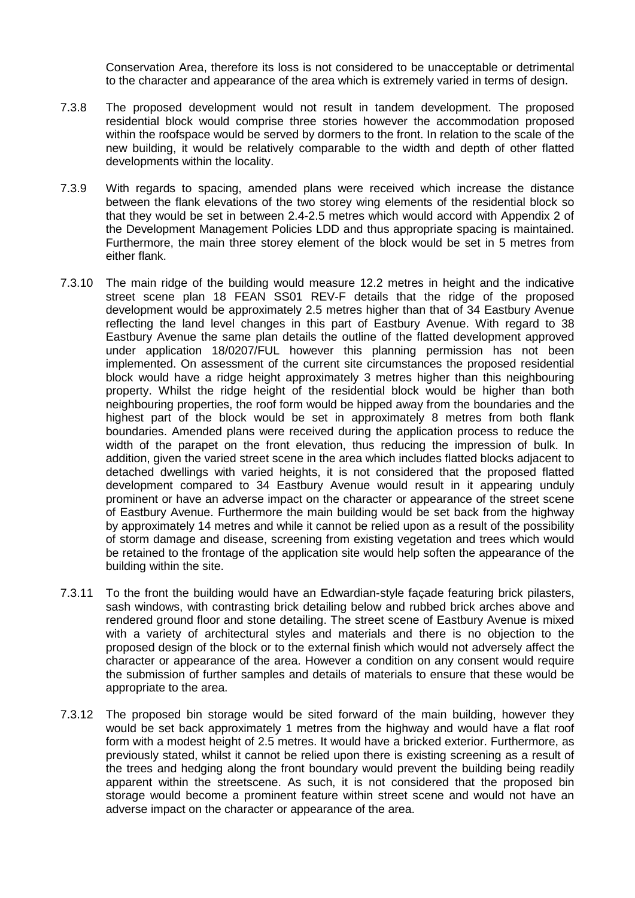Conservation Area, therefore its loss is not considered to be unacceptable or detrimental to the character and appearance of the area which is extremely varied in terms of design.

7.3.8 The proposed development would not result in tandem development. The proposed residential block would comprise three stories however the accommodation proposed within the roofspace would be served by dormers to the front. In relation to the scale of the new building, it would be relatively comparable to the width and depth of other flatted developments within the locality.

7.3.9 With regards to spacing, amended plans were received which increase the distance between the flank elevations of the two storey wing elements of the residential block so that they would be set in between 2.4-2.5 metres which would accord with Appendix 2 of the Development Management Policies LDD and thus appropriate spacing is maintained. Furthermore, the main three storey element of the block would be set in 5 metres from either flank.

7.3.10 The main ridge of the building would measure 12.2 metres in height and the indicative street scene plan 18 FEAN SS01 REV-F details that the ridge of the proposed development would be approximately 2.5 metres higher than that of 34 Eastbury Avenue reflecting the land level changes in this part of Eastbury Avenue. With regard to 38 Eastbury Avenue the same plan details the outline of the flatted development approved under application 18/0207/FUL however this planning permission has not been implemented. On assessment of the current site circumstances the proposed residential block would have a ridge height approximately 3 metres higher than this neighbouring property. Whilst the ridge height of the residential block would be higher than both neighbouring properties, the roof form would be hipped away from the boundaries and the highest part of the block would be set in approximately 8 metres from both flank boundaries. Amended plans were received during the application process to reduce the width of the parapet on the front elevation, thus reducing the impression of bulk. In addition, given the varied street scene in the area which includes flatted blocks adjacent to detached dwellings with varied heights, it is not considered that the proposed flatted development compared to 34 Eastbury Avenue would result in it appearing unduly prominent or have an adverse impact on the character or appearance of the street scene of Eastbury Avenue. Furthermore the main building would be set back from the highway by approximately 14 metres and while it cannot be relied upon as a result of the possibility of storm damage and disease, screening from existing vegetation and trees which would be retained to the frontage of the application site would help soften the appearance of the building within the site.

7.3.11 To the front the building would have an Edwardian-style façade featuring brick pilasters, sash windows, with contrasting brick detailing below and rubbed brick arches above and rendered ground floor and stone detailing. The street scene of Eastbury Avenue is mixed with a variety of architectural styles and materials and there is no objection to the proposed design of the block or to the external finish which would not adversely affect the character or appearance of the area. However a condition on any consent would require the submission of further samples and details of materials to ensure that these would be appropriate to the area.

7.3.12 The proposed bin storage would be sited forward of the main building, however they would be set back approximately 1 metres from the highway and would have a flat roof form with a modest height of 2.5 metres. It would have a bricked exterior. Furthermore, as previously stated, whilst it cannot be relied upon there is existing screening as a result of the trees and hedging along the front boundary would prevent the building being readily apparent within the streetscene. As such, it is not considered that the proposed bin storage would become a prominent feature within street scene and would not have an adverse impact on the character or appearance of the area.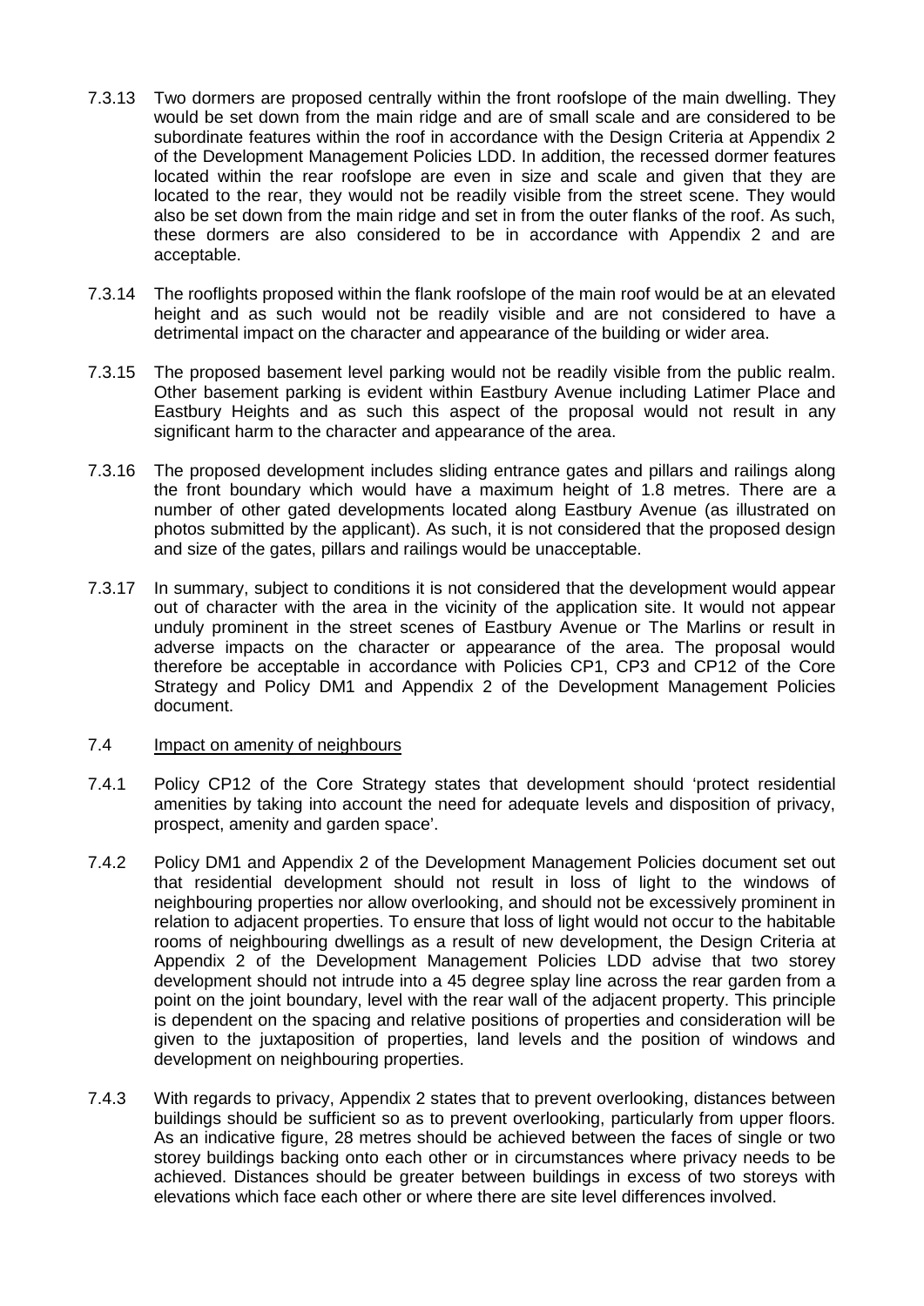7.3.13 Two dormers are proposed centrally within the front roofslope of the main dwelling. They would be set down from the main ridge and are of small scale and are considered to be subordinate features within the roof in accordance with the Design Criteria at Appendix 2 of the Development Management Policies LDD. In addition, the recessed dormer features located within the rear roofslope are even in size and scale and given that they are located to the rear, they would not be readily visible from the street scene. They would also be set down from the main ridge and set in from the outer flanks of the roof. As such, these dormers are also considered to be in accordance with Appendix 2 and are acceptable.

7.3.14 The rooflights proposed within the flank roofslope of the main roof would be at an elevated height and as such would not be readily visible and are not considered to have a detrimental impact on the character and appearance of the building or wider area.

7.3.15 The proposed basement level parking would not be readily visible from the public realm. Other basement parking is evident within Eastbury Avenue including Latimer Place and Eastbury Heights and as such this aspect of the proposal would not result in any significant harm to the character and appearance of the area.

7.3.16 The proposed development includes sliding entrance gates and pillars and railings along the front boundary which would have a maximum height of 1.8 metres. There are a number of other gated developments located along Eastbury Avenue (as illustrated on photos submitted by the applicant). As such, it is not considered that the proposed design and size of the gates, pillars and railings would be unacceptable.

7.3.17 In summary, subject to conditions it is not considered that the development would appear out of character with the area in the vicinity of the application site. It would not appear unduly prominent in the street scenes of Eastbury Avenue or The Marlins or result in adverse impacts on the character or appearance of the area. The proposal would therefore be acceptable in accordance with Policies CP1, CP3 and CP12 of the Core Strategy and Policy DM1 and Appendix 2 of the Development Management Policies document.

7.4 Impact on amenity of neighbours

7.4.1 Policy CP12 of the Core Strategy states that development should 'protect residential amenities by taking into account the need for adequate levels and disposition of privacy, prospect, amenity and garden space'.

7.4.2 Policy DM1 and Appendix 2 of the Development Management Policies document set out that residential development should not result in loss of light to the windows of neighbouring properties nor allow overlooking, and should not be excessively prominent in relation to adjacent properties. To ensure that loss of light would not occur to the habitable rooms of neighbouring dwellings as a result of new development, the Design Criteria at Appendix 2 of the Development Management Policies LDD advise that two storey development should not intrude into a 45 degree splay line across the rear garden from a point on the joint boundary, level with the rear wall of the adjacent property. This principle is dependent on the spacing and relative positions of properties and consideration will be given to the juxtaposition of properties, land levels and the position of windows and development on neighbouring properties.

7.4.3 With regards to privacy, Appendix 2 states that to prevent overlooking, distances between buildings should be sufficient so as to prevent overlooking, particularly from upper floors. As an indicative figure, 28 metres should be achieved between the faces of single or two storey buildings backing onto each other or in circumstances where privacy needs to be achieved. Distances should be greater between buildings in excess of two storeys with elevations which face each other or where there are site level differences involved.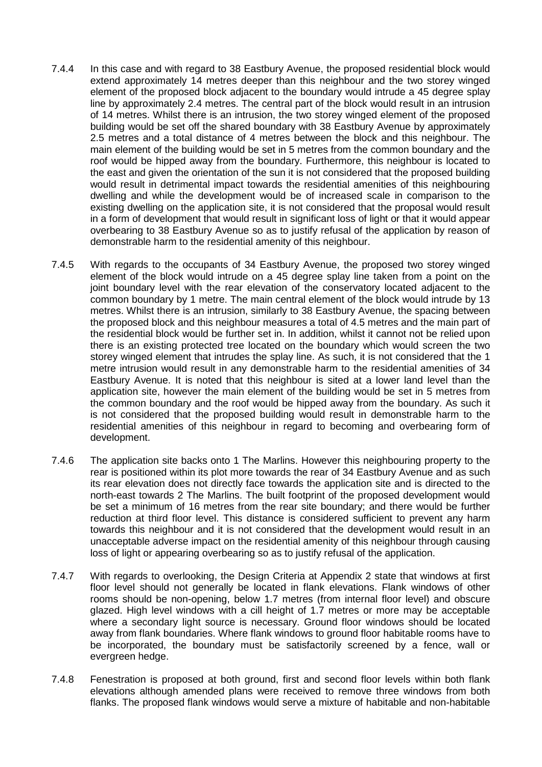7.4.4 In this case and with regard to 38 Eastbury Avenue, the proposed residential block would extend approximately 14 metres deeper than this neighbour and the two storey winged element of the proposed block adjacent to the boundary would intrude a 45 degree splay line by approximately 2.4 metres. The central part of the block would result in an intrusion of 14 metres. Whilst there is an intrusion, the two storey winged element of the proposed building would be set off the shared boundary with 38 Eastbury Avenue by approximately 2.5 metres and a total distance of 4 metres between the block and this neighbour. The main element of the building would be set in 5 metres from the common boundary and the roof would be hipped away from the boundary. Furthermore, this neighbour is located to the east and given the orientation of the sun it is not considered that the proposed building would result in detrimental impact towards the residential amenities of this neighbouring dwelling and while the development would be of increased scale in comparison to the existing dwelling on the application site, it is not considered that the proposal would result in a form of development that would result in significant loss of light or that it would appear overbearing to 38 Eastbury Avenue so as to justify refusal of the application by reason of demonstrable harm to the residential amenity of this neighbour.

7.4.5 With regards to the occupants of 34 Eastbury Avenue, the proposed two storey winged element of the block would intrude on a 45 degree splay line taken from a point on the joint boundary level with the rear elevation of the conservatory located adjacent to the common boundary by 1 metre. The main central element of the block would intrude by 13 metres. Whilst there is an intrusion, similarly to 38 Eastbury Avenue, the spacing between the proposed block and this neighbour measures a total of 4.5 metres and the main part of the residential block would be further set in. In addition, whilst it cannot not be relied upon there is an existing protected tree located on the boundary which would screen the two storey winged element that intrudes the splay line. As such, it is not considered that the 1 metre intrusion would result in any demonstrable harm to the residential amenities of 34 Eastbury Avenue. It is noted that this neighbour is sited at a lower land level than the application site, however the main element of the building would be set in 5 metres from the common boundary and the roof would be hipped away from the boundary. As such it is not considered that the proposed building would result in demonstrable harm to the residential amenities of this neighbour in regard to becoming and overbearing form of development.

7.4.6 The application site backs onto 1 The Marlins. However this neighbouring property to the rear is positioned within its plot more towards the rear of 34 Eastbury Avenue and as such its rear elevation does not directly face towards the application site and is directed to the north-east towards 2 The Marlins. The built footprint of the proposed development would be set a minimum of 16 metres from the rear site boundary; and there would be further reduction at third floor level. This distance is considered sufficient to prevent any harm towards this neighbour and it is not considered that the development would result in an unacceptable adverse impact on the residential amenity of this neighbour through causing loss of light or appearing overbearing so as to justify refusal of the application.

7.4.7 With regards to overlooking, the Design Criteria at Appendix 2 state that windows at first floor level should not generally be located in flank elevations. Flank windows of other rooms should be non-opening, below 1.7 metres (from internal floor level) and obscure glazed. High level windows with a cill height of 1.7 metres or more may be acceptable where a secondary light source is necessary. Ground floor windows should be located away from flank boundaries. Where flank windows to ground floor habitable rooms have to be incorporated, the boundary must be satisfactorily screened by a fence, wall or evergreen hedge.

7.4.8 Fenestration is proposed at both ground, first and second floor levels within both flank elevations although amended plans were received to remove three windows from both flanks. The proposed flank windows would serve a mixture of habitable and non-habitable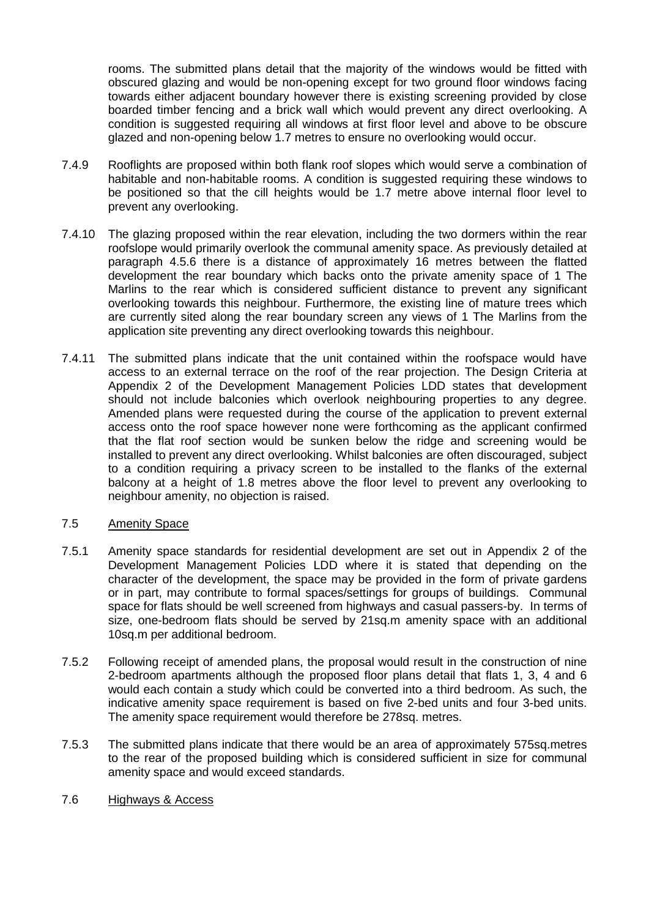rooms. The submitted plans detail that the majority of the windows would be fitted with obscured glazing and would be non-opening except for two ground floor windows facing towards either adjacent boundary however there is existing screening provided by close boarded timber fencing and a brick wall which would prevent any direct overlooking. A condition is suggested requiring all windows at first floor level and above to be obscure glazed and non-opening below 1.7 metres to ensure no overlooking would occur.

7.4.9 Rooflights are proposed within both flank roof slopes which would serve a combination of habitable and non-habitable rooms. A condition is suggested requiring these windows to be positioned so that the cill heights would be 1.7 metre above internal floor level to prevent any overlooking.

7.4.10 The glazing proposed within the rear elevation, including the two dormers within the rear roofslope would primarily overlook the communal amenity space. As previously detailed at paragraph 4.5.6 there is a distance of approximately 16 metres between the flatted development the rear boundary which backs onto the private amenity space of 1 The Marlins to the rear which is considered sufficient distance to prevent any significant overlooking towards this neighbour. Furthermore, the existing line of mature trees which are currently sited along the rear boundary screen any views of 1 The Marlins from the application site preventing any direct overlooking towards this neighbour.

7.4.11 The submitted plans indicate that the unit contained within the roofspace would have access to an external terrace on the roof of the rear projection. The Design Criteria at Appendix 2 of the Development Management Policies LDD states that development should not include balconies which overlook neighbouring properties to any degree. Amended plans were requested during the course of the application to prevent external access onto the roof space however none were forthcoming as the applicant confirmed that the flat roof section would be sunken below the ridge and screening would be installed to prevent any direct overlooking. Whilst balconies are often discouraged, subject to a condition requiring a privacy screen to be installed to the flanks of the external balcony at a height of 1.8 metres above the floor level to prevent any overlooking to neighbour amenity, no objection is raised.

7.5 Amenity Space

7.5.1 Amenity space standards for residential development are set out in Appendix 2 of the Development Management Policies LDD where it is stated that depending on the character of the development, the space may be provided in the form of private gardens or in part, may contribute to formal spaces/settings for groups of buildings. Communal space for flats should be well screened from highways and casual passers-by. In terms of size, one-bedroom flats should be served by 21sq.m amenity space with an additional 10sq.m per additional bedroom.

7.5.2 Following receipt of amended plans, the proposal would result in the construction of nine 2-bedroom apartments although the proposed floor plans detail that flats 1, 3, 4 and 6 would each contain a study which could be converted into a third bedroom. As such, the indicative amenity space requirement is based on five 2-bed units and four 3-bed units. The amenity space requirement would therefore be 278sq. metres.

7.5.3 The submitted plans indicate that there would be an area of approximately 575sq.metres to the rear of the proposed building which is considered sufficient in size for communal amenity space and would exceed standards.

7.6 Highways & Access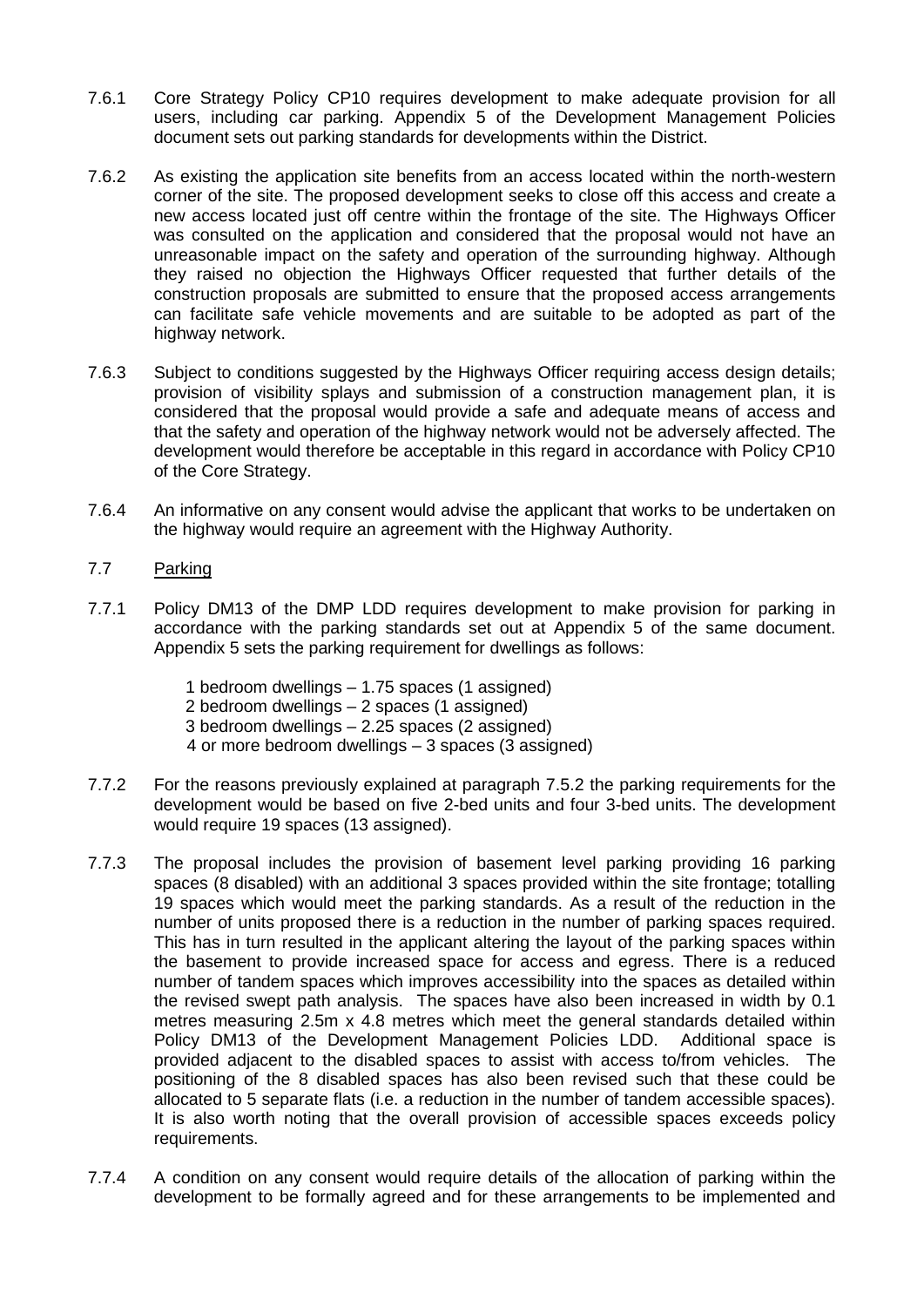7.6.1 Core Strategy Policy CP10 requires development to make adequate provision for all users, including car parking. Appendix 5 of the Development Management Policies document sets out parking standards for developments within the District.

7.6.2 As existing the application site benefits from an access located within the north-western corner of the site. The proposed development seeks to close off this access and create a new access located just off centre within the frontage of the site. The Highways Officer was consulted on the application and considered that the proposal would not have an unreasonable impact on the safety and operation of the surrounding highway. Although they raised no objection the Highways Officer requested that further details of the construction proposals are submitted to ensure that the proposed access arrangements can facilitate safe vehicle movements and are suitable to be adopted as part of the highway network.

7.6.3 Subject to conditions suggested by the Highways Officer requiring access design details; provision of visibility splays and submission of a construction management plan, it is considered that the proposal would provide a safe and adequate means of access and that the safety and operation of the highway network would not be adversely affected. The development would therefore be acceptable in this regard in accordance with Policy CP10 of the Core Strategy.

7.6.4 An informative on any consent would advise the applicant that works to be undertaken on the highway would require an agreement with the Highway Authority.

7.7 Parking

7.7.1 Policy DM13 of the DMP LDD requires development to make provision for parking in accordance with the parking standards set out at Appendix 5 of the same document. Appendix 5 sets the parking requirement for dwellings as follows:

1 bedroom dwellings – 1.75 spaces (1 assigned)
2 bedroom dwellings – 2 spaces (1 assigned)
3 bedroom dwellings – 2.25 spaces (2 assigned)
4 or more bedroom dwellings – 3 spaces (3 assigned)

7.7.2 For the reasons previously explained at paragraph 7.5.2 the parking requirements for the development would be based on five 2-bed units and four 3-bed units. The development would require 19 spaces (13 assigned).

7.7.3 The proposal includes the provision of basement level parking providing 16 parking spaces (8 disabled) with an additional 3 spaces provided within the site frontage; totalling 19 spaces which would meet the parking standards. As a result of the reduction in the number of units proposed there is a reduction in the number of parking spaces required. This has in turn resulted in the applicant altering the layout of the parking spaces within the basement to provide increased space for access and egress. There is a reduced number of tandem spaces which improves accessibility into the spaces as detailed within the revised swept path analysis. The spaces have also been increased in width by 0.1 metres measuring 2.5m x 4.8 metres which meet the general standards detailed within Policy DM13 of the Development Management Policies LDD. Additional space is provided adjacent to the disabled spaces to assist with access to/from vehicles. The positioning of the 8 disabled spaces has also been revised such that these could be allocated to 5 separate flats (i.e. a reduction in the number of tandem accessible spaces). It is also worth noting that the overall provision of accessible spaces exceeds policy requirements.

7.7.4 A condition on any consent would require details of the allocation of parking within the development to be formally agreed and for these arrangements to be implemented and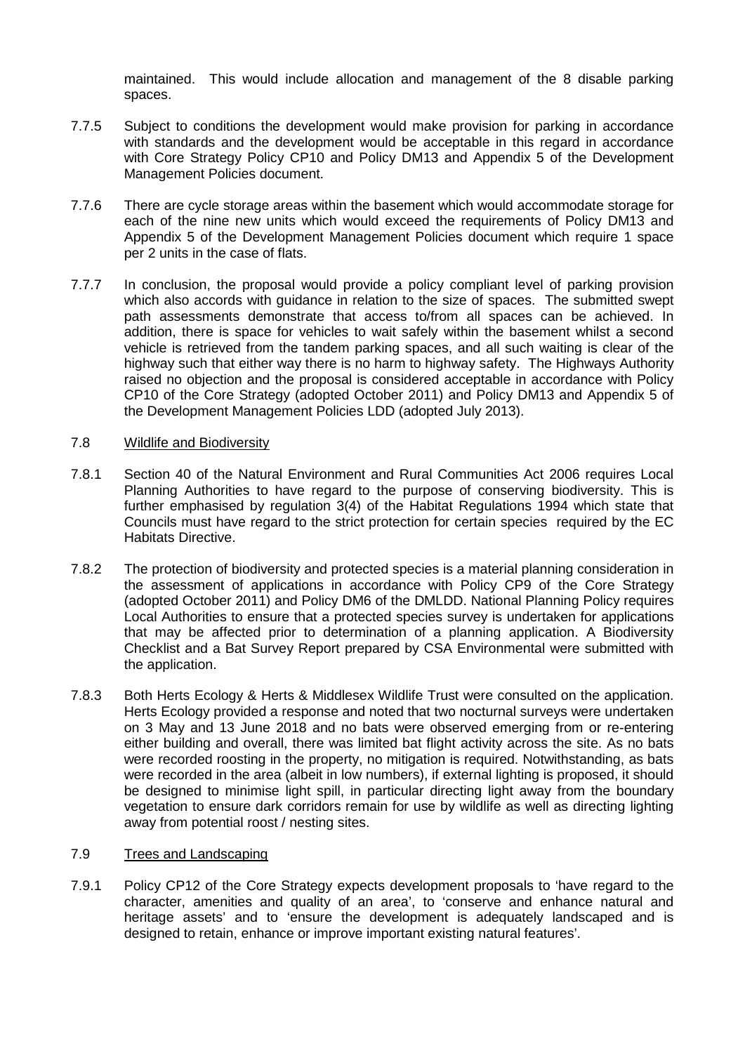maintained. This would include allocation and management of the 8 disable parking spaces.

7.7.5 Subject to conditions the development would make provision for parking in accordance with standards and the development would be acceptable in this regard in accordance with Core Strategy Policy CP10 and Policy DM13 and Appendix 5 of the Development Management Policies document.

7.7.6 There are cycle storage areas within the basement which would accommodate storage for each of the nine new units which would exceed the requirements of Policy DM13 and Appendix 5 of the Development Management Policies document which require 1 space per 2 units in the case of flats.

7.7.7 In conclusion, the proposal would provide a policy compliant level of parking provision which also accords with guidance in relation to the size of spaces. The submitted swept path assessments demonstrate that access to/from all spaces can be achieved. In addition, there is space for vehicles to wait safely within the basement whilst a second vehicle is retrieved from the tandem parking spaces, and all such waiting is clear of the highway such that either way there is no harm to highway safety. The Highways Authority raised no objection and the proposal is considered acceptable in accordance with Policy CP10 of the Core Strategy (adopted October 2011) and Policy DM13 and Appendix 5 of the Development Management Policies LDD (adopted July 2013).

7.8 Wildlife and Biodiversity

7.8.1 Section 40 of the Natural Environment and Rural Communities Act 2006 requires Local Planning Authorities to have regard to the purpose of conserving biodiversity. This is further emphasised by regulation 3(4) of the Habitat Regulations 1994 which state that Councils must have regard to the strict protection for certain species required by the EC Habitats Directive.

7.8.2 The protection of biodiversity and protected species is a material planning consideration in the assessment of applications in accordance with Policy CP9 of the Core Strategy (adopted October 2011) and Policy DM6 of the DMLDD. National Planning Policy requires Local Authorities to ensure that a protected species survey is undertaken for applications that may be affected prior to determination of a planning application. A Biodiversity Checklist and a Bat Survey Report prepared by CSA Environmental were submitted with the application.

7.8.3 Both Herts Ecology & Herts & Middlesex Wildlife Trust were consulted on the application. Herts Ecology provided a response and noted that two nocturnal surveys were undertaken on 3 May and 13 June 2018 and no bats were observed emerging from or re-entering either building and overall, there was limited bat flight activity across the site. As no bats were recorded roosting in the property, no mitigation is required. Notwithstanding, as bats were recorded in the area (albeit in low numbers), if external lighting is proposed, it should be designed to minimise light spill, in particular directing light away from the boundary vegetation to ensure dark corridors remain for use by wildlife as well as directing lighting away from potential roost / nesting sites.

7.9 Trees and Landscaping

7.9.1 Policy CP12 of the Core Strategy expects development proposals to 'have regard to the character, amenities and quality of an area', to 'conserve and enhance natural and heritage assets' and to 'ensure the development is adequately landscaped and is designed to retain, enhance or improve important existing natural features'.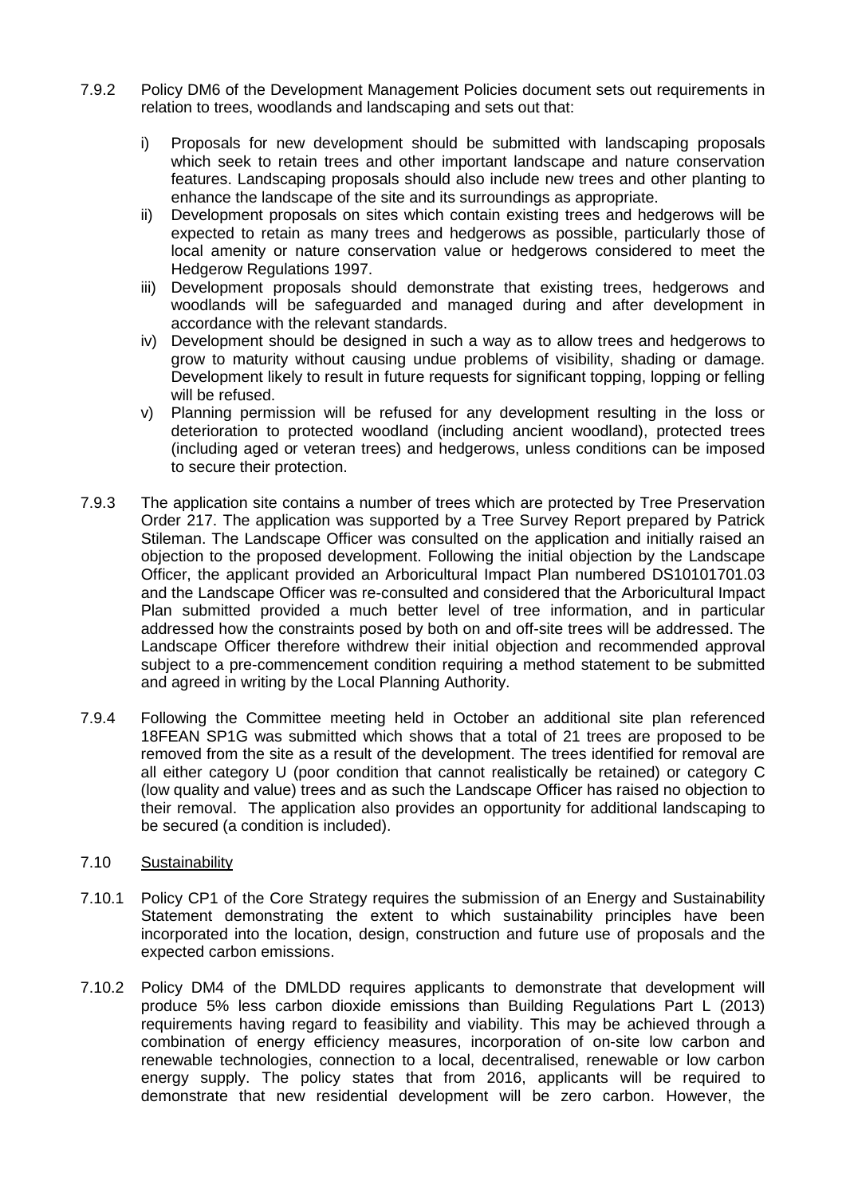7.9.2 Policy DM6 of the Development Management Policies document sets out requirements in relation to trees, woodlands and landscaping and sets out that:

i) Proposals for new development should be submitted with landscaping proposals which seek to retain trees and other important landscape and nature conservation features. Landscaping proposals should also include new trees and other planting to enhance the landscape of the site and its surroundings as appropriate.
ii) Development proposals on sites which contain existing trees and hedgerows will be expected to retain as many trees and hedgerows as possible, particularly those of local amenity or nature conservation value or hedgerows considered to meet the Hedgerow Regulations 1997.
iii) Development proposals should demonstrate that existing trees, hedgerows and woodlands will be safeguarded and managed during and after development in accordance with the relevant standards.
iv) Development should be designed in such a way as to allow trees and hedgerows to grow to maturity without causing undue problems of visibility, shading or damage. Development likely to result in future requests for significant topping, lopping or felling will be refused.
v) Planning permission will be refused for any development resulting in the loss or deterioration to protected woodland (including ancient woodland), protected trees (including aged or veteran trees) and hedgerows, unless conditions can be imposed to secure their protection.

7.9.3 The application site contains a number of trees which are protected by Tree Preservation Order 217. The application was supported by a Tree Survey Report prepared by Patrick Stileman. The Landscape Officer was consulted on the application and initially raised an objection to the proposed development. Following the initial objection by the Landscape Officer, the applicant provided an Arboricultural Impact Plan numbered DS10101701.03 and the Landscape Officer was re-consulted and considered that the Arboricultural Impact Plan submitted provided a much better level of tree information, and in particular addressed how the constraints posed by both on and off-site trees will be addressed. The Landscape Officer therefore withdrew their initial objection and recommended approval subject to a pre-commencement condition requiring a method statement to be submitted and agreed in writing by the Local Planning Authority.

7.9.4 Following the Committee meeting held in October an additional site plan referenced 18FEAN SP1G was submitted which shows that a total of 21 trees are proposed to be removed from the site as a result of the development. The trees identified for removal are all either category U (poor condition that cannot realistically be retained) or category C (low quality and value) trees and as such the Landscape Officer has raised no objection to their removal. The application also provides an opportunity for additional landscaping to be secured (a condition is included).

7.10 <u>Sustainability</u>

7.10.1 Policy CP1 of the Core Strategy requires the submission of an Energy and Sustainability Statement demonstrating the extent to which sustainability principles have been incorporated into the location, design, construction and future use of proposals and the expected carbon emissions.

7.10.2 Policy DM4 of the DMLDD requires applicants to demonstrate that development will produce 5% less carbon dioxide emissions than Building Regulations Part L (2013) requirements having regard to feasibility and viability. This may be achieved through a combination of energy efficiency measures, incorporation of on-site low carbon and renewable technologies, connection to a local, decentralised, renewable or low carbon energy supply. The policy states that from 2016, applicants will be required to demonstrate that new residential development will be zero carbon. However, the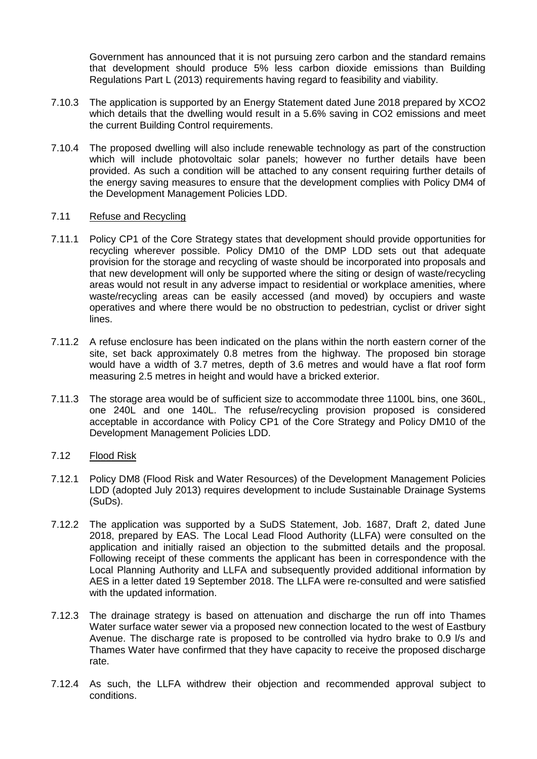Government has announced that it is not pursuing zero carbon and the standard remains that development should produce 5% less carbon dioxide emissions than Building Regulations Part L (2013) requirements having regard to feasibility and viability.

7.10.3 The application is supported by an Energy Statement dated June 2018 prepared by XCO2 which details that the dwelling would result in a 5.6% saving in CO2 emissions and meet the current Building Control requirements.

7.10.4 The proposed dwelling will also include renewable technology as part of the construction which will include photovoltaic solar panels; however no further details have been provided. As such a condition will be attached to any consent requiring further details of the energy saving measures to ensure that the development complies with Policy DM4 of the Development Management Policies LDD.

7.11 Refuse and Recycling

7.11.1 Policy CP1 of the Core Strategy states that development should provide opportunities for recycling wherever possible. Policy DM10 of the DMP LDD sets out that adequate provision for the storage and recycling of waste should be incorporated into proposals and that new development will only be supported where the siting or design of waste/recycling areas would not result in any adverse impact to residential or workplace amenities, where waste/recycling areas can be easily accessed (and moved) by occupiers and waste operatives and where there would be no obstruction to pedestrian, cyclist or driver sight lines.

7.11.2 A refuse enclosure has been indicated on the plans within the north eastern corner of the site, set back approximately 0.8 metres from the highway. The proposed bin storage would have a width of 3.7 metres, depth of 3.6 metres and would have a flat roof form measuring 2.5 metres in height and would have a bricked exterior.

7.11.3 The storage area would be of sufficient size to accommodate three 1100L bins, one 360L, one 240L and one 140L. The refuse/recycling provision proposed is considered acceptable in accordance with Policy CP1 of the Core Strategy and Policy DM10 of the Development Management Policies LDD.

7.12 Flood Risk

7.12.1 Policy DM8 (Flood Risk and Water Resources) of the Development Management Policies LDD (adopted July 2013) requires development to include Sustainable Drainage Systems (SuDs).

7.12.2 The application was supported by a SuDS Statement, Job. 1687, Draft 2, dated June 2018, prepared by EAS. The Local Lead Flood Authority (LLFA) were consulted on the application and initially raised an objection to the submitted details and the proposal. Following receipt of these comments the applicant has been in correspondence with the Local Planning Authority and LLFA and subsequently provided additional information by AES in a letter dated 19 September 2018. The LLFA were re-consulted and were satisfied with the updated information.

7.12.3 The drainage strategy is based on attenuation and discharge the run off into Thames Water surface water sewer via a proposed new connection located to the west of Eastbury Avenue. The discharge rate is proposed to be controlled via hydro brake to 0.9 l/s and Thames Water have confirmed that they have capacity to receive the proposed discharge rate.

7.12.4 As such, the LLFA withdrew their objection and recommended approval subject to conditions.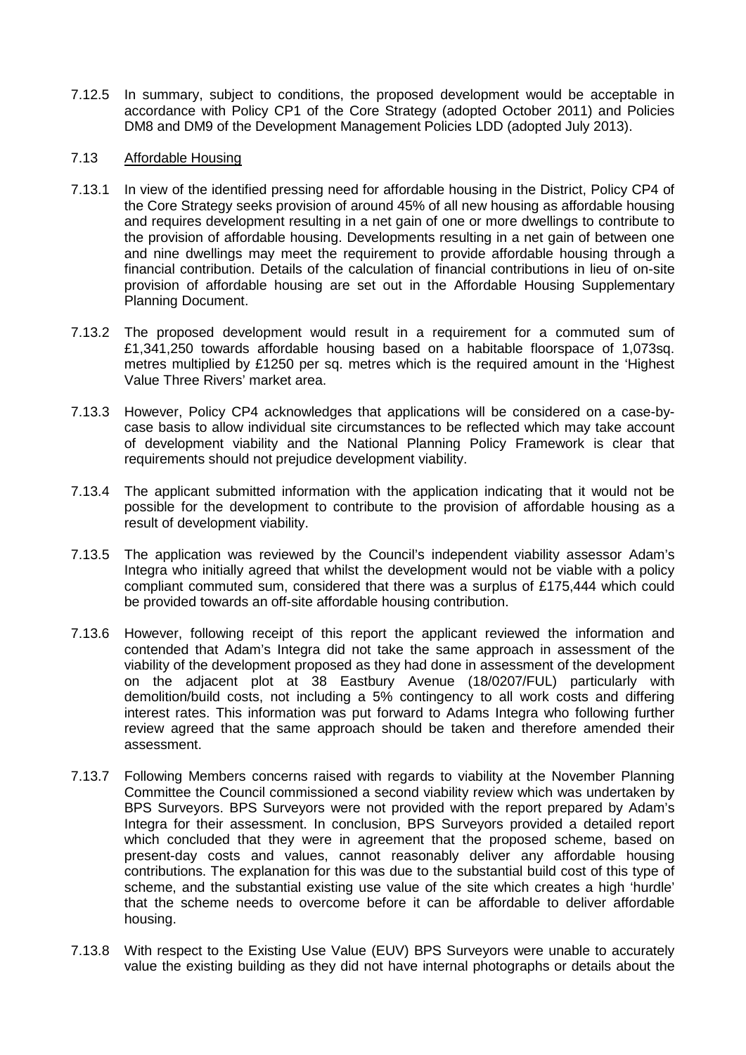7.12.5 In summary, subject to conditions, the proposed development would be acceptable in accordance with Policy CP1 of the Core Strategy (adopted October 2011) and Policies DM8 and DM9 of the Development Management Policies LDD (adopted July 2013).

7.13 Affordable Housing

7.13.1 In view of the identified pressing need for affordable housing in the District, Policy CP4 of the Core Strategy seeks provision of around 45% of all new housing as affordable housing and requires development resulting in a net gain of one or more dwellings to contribute to the provision of affordable housing. Developments resulting in a net gain of between one and nine dwellings may meet the requirement to provide affordable housing through a financial contribution. Details of the calculation of financial contributions in lieu of on-site provision of affordable housing are set out in the Affordable Housing Supplementary Planning Document.

7.13.2 The proposed development would result in a requirement for a commuted sum of £1,341,250 towards affordable housing based on a habitable floorspace of 1,073sq. metres multiplied by £1250 per sq. metres which is the required amount in the 'Highest Value Three Rivers' market area.

7.13.3 However, Policy CP4 acknowledges that applications will be considered on a case-by-case basis to allow individual site circumstances to be reflected which may take account of development viability and the National Planning Policy Framework is clear that requirements should not prejudice development viability.

7.13.4 The applicant submitted information with the application indicating that it would not be possible for the development to contribute to the provision of affordable housing as a result of development viability.

7.13.5 The application was reviewed by the Council's independent viability assessor Adam's Integra who initially agreed that whilst the development would not be viable with a policy compliant commuted sum, considered that there was a surplus of £175,444 which could be provided towards an off-site affordable housing contribution.

7.13.6 However, following receipt of this report the applicant reviewed the information and contended that Adam's Integra did not take the same approach in assessment of the viability of the development proposed as they had done in assessment of the development on the adjacent plot at 38 Eastbury Avenue (18/0207/FUL) particularly with demolition/build costs, not including a 5% contingency to all work costs and differing interest rates. This information was put forward to Adams Integra who following further review agreed that the same approach should be taken and therefore amended their assessment.

7.13.7 Following Members concerns raised with regards to viability at the November Planning Committee the Council commissioned a second viability review which was undertaken by BPS Surveyors. BPS Surveyors were not provided with the report prepared by Adam's Integra for their assessment. In conclusion, BPS Surveyors provided a detailed report which concluded that they were in agreement that the proposed scheme, based on present-day costs and values, cannot reasonably deliver any affordable housing contributions. The explanation for this was due to the substantial build cost of this type of scheme, and the substantial existing use value of the site which creates a high 'hurdle' that the scheme needs to overcome before it can be affordable to deliver affordable housing.

7.13.8 With respect to the Existing Use Value (EUV) BPS Surveyors were unable to accurately value the existing building as they did not have internal photographs or details about the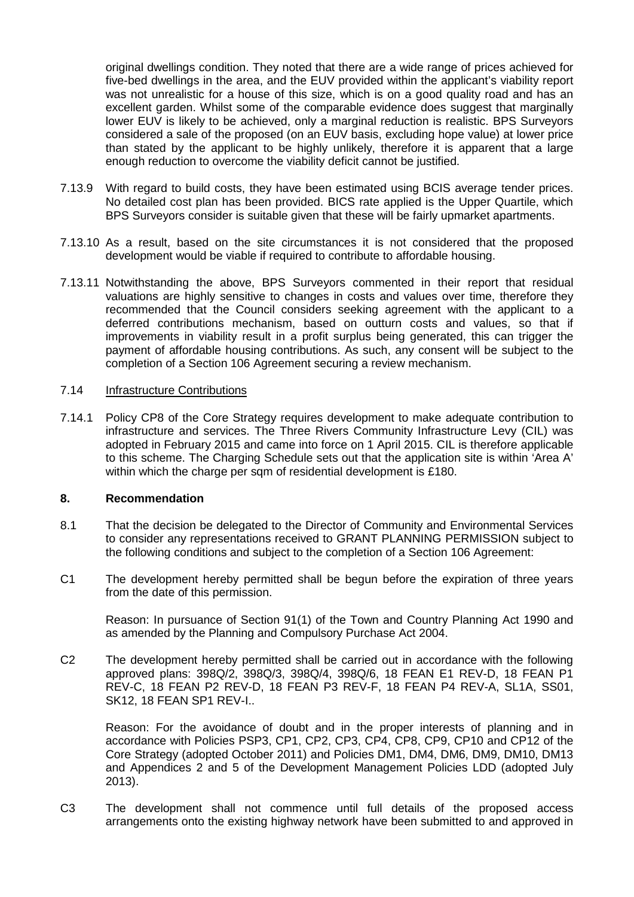original dwellings condition. They noted that there are a wide range of prices achieved for five-bed dwellings in the area, and the EUV provided within the applicant's viability report was not unrealistic for a house of this size, which is on a good quality road and has an excellent garden. Whilst some of the comparable evidence does suggest that marginally lower EUV is likely to be achieved, only a marginal reduction is realistic. BPS Surveyors considered a sale of the proposed (on an EUV basis, excluding hope value) at lower price than stated by the applicant to be highly unlikely, therefore it is apparent that a large enough reduction to overcome the viability deficit cannot be justified.

7.13.9 With regard to build costs, they have been estimated using BCIS average tender prices. No detailed cost plan has been provided. BICS rate applied is the Upper Quartile, which BPS Surveyors consider is suitable given that these will be fairly upmarket apartments.

7.13.10 As a result, based on the site circumstances it is not considered that the proposed development would be viable if required to contribute to affordable housing.

7.13.11 Notwithstanding the above, BPS Surveyors commented in their report that residual valuations are highly sensitive to changes in costs and values over time, therefore they recommended that the Council considers seeking agreement with the applicant to a deferred contributions mechanism, based on outturn costs and values, so that if improvements in viability result in a profit surplus being generated, this can trigger the payment of affordable housing contributions. As such, any consent will be subject to the completion of a Section 106 Agreement securing a review mechanism.

7.14 Infrastructure Contributions

7.14.1 Policy CP8 of the Core Strategy requires development to make adequate contribution to infrastructure and services. The Three Rivers Community Infrastructure Levy (CIL) was adopted in February 2015 and came into force on 1 April 2015. CIL is therefore applicable to this scheme. The Charging Schedule sets out that the application site is within 'Area A' within which the charge per sqm of residential development is £180.

## 8. Recommendation

8.1 That the decision be delegated to the Director of Community and Environmental Services to consider any representations received to GRANT PLANNING PERMISSION subject to the following conditions and subject to the completion of a Section 106 Agreement:

C1 The development hereby permitted shall be begun before the expiration of three years from the date of this permission.

Reason: In pursuance of Section 91(1) of the Town and Country Planning Act 1990 and as amended by the Planning and Compulsory Purchase Act 2004.

C2 The development hereby permitted shall be carried out in accordance with the following approved plans: 398Q/2, 398Q/3, 398Q/4, 398Q/6, 18 FEAN E1 REV-D, 18 FEAN P1 REV-C, 18 FEAN P2 REV-D, 18 FEAN P3 REV-F, 18 FEAN P4 REV-A, SL1A, SS01, SK12, 18 FEAN SP1 REV-I..

Reason: For the avoidance of doubt and in the proper interests of planning and in accordance with Policies PSP3, CP1, CP2, CP3, CP4, CP8, CP9, CP10 and CP12 of the Core Strategy (adopted October 2011) and Policies DM1, DM4, DM6, DM9, DM10, DM13 and Appendices 2 and 5 of the Development Management Policies LDD (adopted July 2013).

C3 The development shall not commence until full details of the proposed access arrangements onto the existing highway network have been submitted to and approved in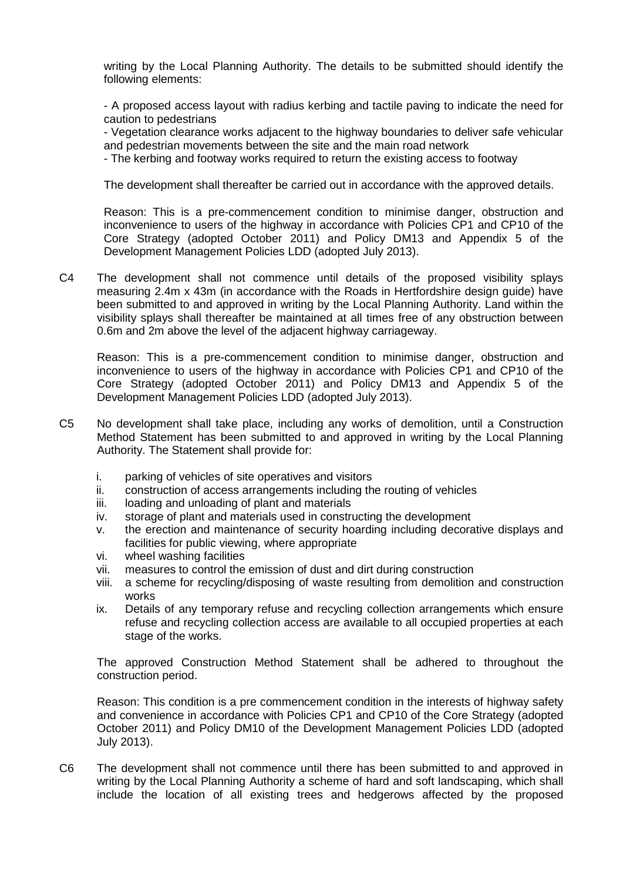writing by the Local Planning Authority. The details to be submitted should identify the following elements:

- A proposed access layout with radius kerbing and tactile paving to indicate the need for caution to pedestrians
- Vegetation clearance works adjacent to the highway boundaries to deliver safe vehicular and pedestrian movements between the site and the main road network
- The kerbing and footway works required to return the existing access to footway

The development shall thereafter be carried out in accordance with the approved details.

Reason: This is a pre-commencement condition to minimise danger, obstruction and inconvenience to users of the highway in accordance with Policies CP1 and CP10 of the Core Strategy (adopted October 2011) and Policy DM13 and Appendix 5 of the Development Management Policies LDD (adopted July 2013).

C4 The development shall not commence until details of the proposed visibility splays measuring 2.4m x 43m (in accordance with the Roads in Hertfordshire design guide) have been submitted to and approved in writing by the Local Planning Authority. Land within the visibility splays shall thereafter be maintained at all times free of any obstruction between 0.6m and 2m above the level of the adjacent highway carriageway.

Reason: This is a pre-commencement condition to minimise danger, obstruction and inconvenience to users of the highway in accordance with Policies CP1 and CP10 of the Core Strategy (adopted October 2011) and Policy DM13 and Appendix 5 of the Development Management Policies LDD (adopted July 2013).

C5 No development shall take place, including any works of demolition, until a Construction Method Statement has been submitted to and approved in writing by the Local Planning Authority. The Statement shall provide for:

i. parking of vehicles of site operatives and visitors
ii. construction of access arrangements including the routing of vehicles
iii. loading and unloading of plant and materials
iv. storage of plant and materials used in constructing the development
v. the erection and maintenance of security hoarding including decorative displays and facilities for public viewing, where appropriate
vi. wheel washing facilities
vii. measures to control the emission of dust and dirt during construction
viii. a scheme for recycling/disposing of waste resulting from demolition and construction works
ix. Details of any temporary refuse and recycling collection arrangements which ensure refuse and recycling collection access are available to all occupied properties at each stage of the works.

The approved Construction Method Statement shall be adhered to throughout the construction period.

Reason: This condition is a pre commencement condition in the interests of highway safety and convenience in accordance with Policies CP1 and CP10 of the Core Strategy (adopted October 2011) and Policy DM10 of the Development Management Policies LDD (adopted July 2013).

C6 The development shall not commence until there has been submitted to and approved in writing by the Local Planning Authority a scheme of hard and soft landscaping, which shall include the location of all existing trees and hedgerows affected by the proposed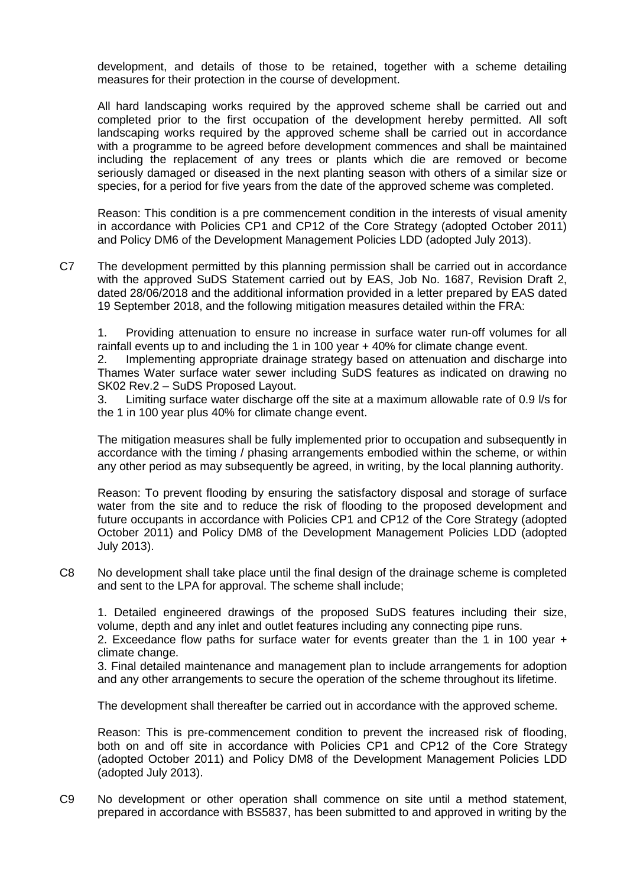development, and details of those to be retained, together with a scheme detailing measures for their protection in the course of development.

All hard landscaping works required by the approved scheme shall be carried out and completed prior to the first occupation of the development hereby permitted. All soft landscaping works required by the approved scheme shall be carried out in accordance with a programme to be agreed before development commences and shall be maintained including the replacement of any trees or plants which die are removed or become seriously damaged or diseased in the next planting season with others of a similar size or species, for a period for five years from the date of the approved scheme was completed.

Reason: This condition is a pre commencement condition in the interests of visual amenity in accordance with Policies CP1 and CP12 of the Core Strategy (adopted October 2011) and Policy DM6 of the Development Management Policies LDD (adopted July 2013).

C7 The development permitted by this planning permission shall be carried out in accordance with the approved SuDS Statement carried out by EAS, Job No. 1687, Revision Draft 2, dated 28/06/2018 and the additional information provided in a letter prepared by EAS dated 19 September 2018, and the following mitigation measures detailed within the FRA:

1. Providing attenuation to ensure no increase in surface water run-off volumes for all rainfall events up to and including the 1 in 100 year + 40% for climate change event.
2. Implementing appropriate drainage strategy based on attenuation and discharge into Thames Water surface water sewer including SuDS features as indicated on drawing no SK02 Rev.2 – SuDS Proposed Layout.
3. Limiting surface water discharge off the site at a maximum allowable rate of 0.9 l/s for the 1 in 100 year plus 40% for climate change event.

The mitigation measures shall be fully implemented prior to occupation and subsequently in accordance with the timing / phasing arrangements embodied within the scheme, or within any other period as may subsequently be agreed, in writing, by the local planning authority.

Reason: To prevent flooding by ensuring the satisfactory disposal and storage of surface water from the site and to reduce the risk of flooding to the proposed development and future occupants in accordance with Policies CP1 and CP12 of the Core Strategy (adopted October 2011) and Policy DM8 of the Development Management Policies LDD (adopted July 2013).

C8 No development shall take place until the final design of the drainage scheme is completed and sent to the LPA for approval. The scheme shall include;

1. Detailed engineered drawings of the proposed SuDS features including their size, volume, depth and any inlet and outlet features including any connecting pipe runs.
2. Exceedance flow paths for surface water for events greater than the 1 in 100 year + climate change.
3. Final detailed maintenance and management plan to include arrangements for adoption and any other arrangements to secure the operation of the scheme throughout its lifetime.

The development shall thereafter be carried out in accordance with the approved scheme.

Reason: This is pre-commencement condition to prevent the increased risk of flooding, both on and off site in accordance with Policies CP1 and CP12 of the Core Strategy (adopted October 2011) and Policy DM8 of the Development Management Policies LDD (adopted July 2013).

C9 No development or other operation shall commence on site until a method statement, prepared in accordance with BS5837, has been submitted to and approved in writing by the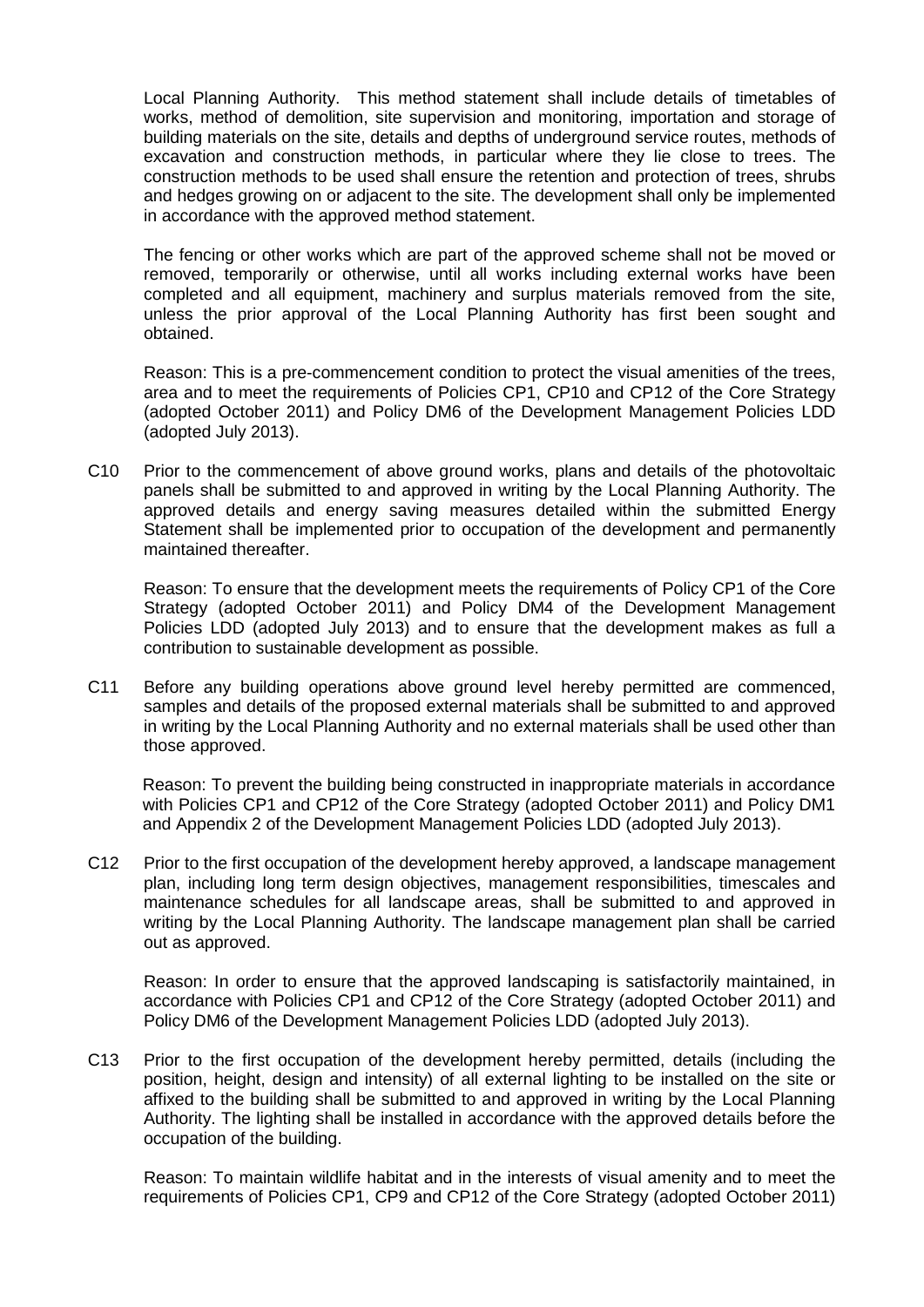Local Planning Authority. This method statement shall include details of timetables of works, method of demolition, site supervision and monitoring, importation and storage of building materials on the site, details and depths of underground service routes, methods of excavation and construction methods, in particular where they lie close to trees. The construction methods to be used shall ensure the retention and protection of trees, shrubs and hedges growing on or adjacent to the site. The development shall only be implemented in accordance with the approved method statement.

The fencing or other works which are part of the approved scheme shall not be moved or removed, temporarily or otherwise, until all works including external works have been completed and all equipment, machinery and surplus materials removed from the site, unless the prior approval of the Local Planning Authority has first been sought and obtained.

Reason: This is a pre-commencement condition to protect the visual amenities of the trees, area and to meet the requirements of Policies CP1, CP10 and CP12 of the Core Strategy (adopted October 2011) and Policy DM6 of the Development Management Policies LDD (adopted July 2013).

C10 Prior to the commencement of above ground works, plans and details of the photovoltaic panels shall be submitted to and approved in writing by the Local Planning Authority. The approved details and energy saving measures detailed within the submitted Energy Statement shall be implemented prior to occupation of the development and permanently maintained thereafter.

Reason: To ensure that the development meets the requirements of Policy CP1 of the Core Strategy (adopted October 2011) and Policy DM4 of the Development Management Policies LDD (adopted July 2013) and to ensure that the development makes as full a contribution to sustainable development as possible.

C11 Before any building operations above ground level hereby permitted are commenced, samples and details of the proposed external materials shall be submitted to and approved in writing by the Local Planning Authority and no external materials shall be used other than those approved.

Reason: To prevent the building being constructed in inappropriate materials in accordance with Policies CP1 and CP12 of the Core Strategy (adopted October 2011) and Policy DM1 and Appendix 2 of the Development Management Policies LDD (adopted July 2013).

C12 Prior to the first occupation of the development hereby approved, a landscape management plan, including long term design objectives, management responsibilities, timescales and maintenance schedules for all landscape areas, shall be submitted to and approved in writing by the Local Planning Authority. The landscape management plan shall be carried out as approved.

Reason: In order to ensure that the approved landscaping is satisfactorily maintained, in accordance with Policies CP1 and CP12 of the Core Strategy (adopted October 2011) and Policy DM6 of the Development Management Policies LDD (adopted July 2013).

C13 Prior to the first occupation of the development hereby permitted, details (including the position, height, design and intensity) of all external lighting to be installed on the site or affixed to the building shall be submitted to and approved in writing by the Local Planning Authority. The lighting shall be installed in accordance with the approved details before the occupation of the building.

Reason: To maintain wildlife habitat and in the interests of visual amenity and to meet the requirements of Policies CP1, CP9 and CP12 of the Core Strategy (adopted October 2011)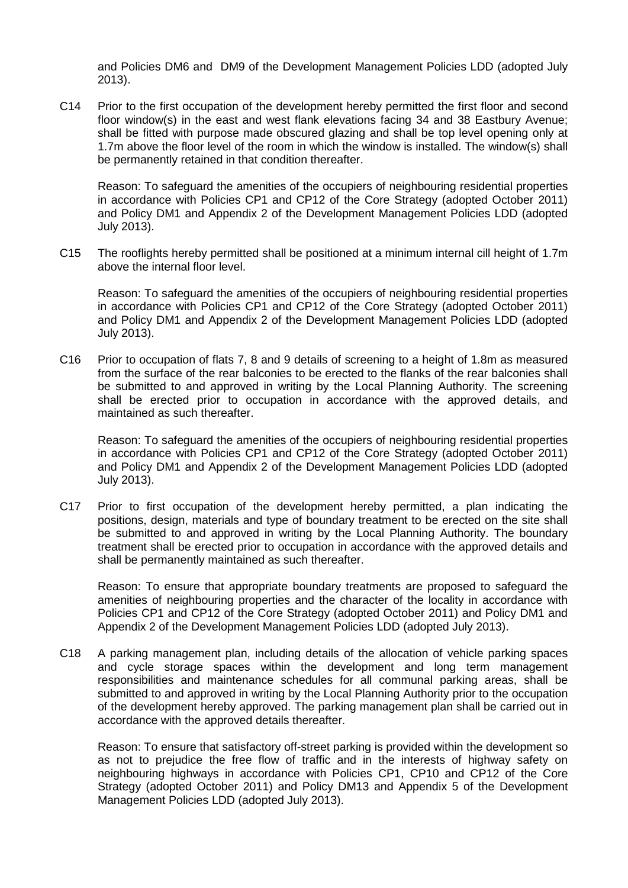and Policies DM6 and DM9 of the Development Management Policies LDD (adopted July 2013).

C14 Prior to the first occupation of the development hereby permitted the first floor and second floor window(s) in the east and west flank elevations facing 34 and 38 Eastbury Avenue; shall be fitted with purpose made obscured glazing and shall be top level opening only at 1.7m above the floor level of the room in which the window is installed. The window(s) shall be permanently retained in that condition thereafter.

Reason: To safeguard the amenities of the occupiers of neighbouring residential properties in accordance with Policies CP1 and CP12 of the Core Strategy (adopted October 2011) and Policy DM1 and Appendix 2 of the Development Management Policies LDD (adopted July 2013).

C15 The rooflights hereby permitted shall be positioned at a minimum internal cill height of 1.7m above the internal floor level.

Reason: To safeguard the amenities of the occupiers of neighbouring residential properties in accordance with Policies CP1 and CP12 of the Core Strategy (adopted October 2011) and Policy DM1 and Appendix 2 of the Development Management Policies LDD (adopted July 2013).

C16 Prior to occupation of flats 7, 8 and 9 details of screening to a height of 1.8m as measured from the surface of the rear balconies to be erected to the flanks of the rear balconies shall be submitted to and approved in writing by the Local Planning Authority. The screening shall be erected prior to occupation in accordance with the approved details, and maintained as such thereafter.

Reason: To safeguard the amenities of the occupiers of neighbouring residential properties in accordance with Policies CP1 and CP12 of the Core Strategy (adopted October 2011) and Policy DM1 and Appendix 2 of the Development Management Policies LDD (adopted July 2013).

C17 Prior to first occupation of the development hereby permitted, a plan indicating the positions, design, materials and type of boundary treatment to be erected on the site shall be submitted to and approved in writing by the Local Planning Authority. The boundary treatment shall be erected prior to occupation in accordance with the approved details and shall be permanently maintained as such thereafter.

Reason: To ensure that appropriate boundary treatments are proposed to safeguard the amenities of neighbouring properties and the character of the locality in accordance with Policies CP1 and CP12 of the Core Strategy (adopted October 2011) and Policy DM1 and Appendix 2 of the Development Management Policies LDD (adopted July 2013).

C18 A parking management plan, including details of the allocation of vehicle parking spaces and cycle storage spaces within the development and long term management responsibilities and maintenance schedules for all communal parking areas, shall be submitted to and approved in writing by the Local Planning Authority prior to the occupation of the development hereby approved. The parking management plan shall be carried out in accordance with the approved details thereafter.

Reason: To ensure that satisfactory off-street parking is provided within the development so as not to prejudice the free flow of traffic and in the interests of highway safety on neighbouring highways in accordance with Policies CP1, CP10 and CP12 of the Core Strategy (adopted October 2011) and Policy DM13 and Appendix 5 of the Development Management Policies LDD (adopted July 2013).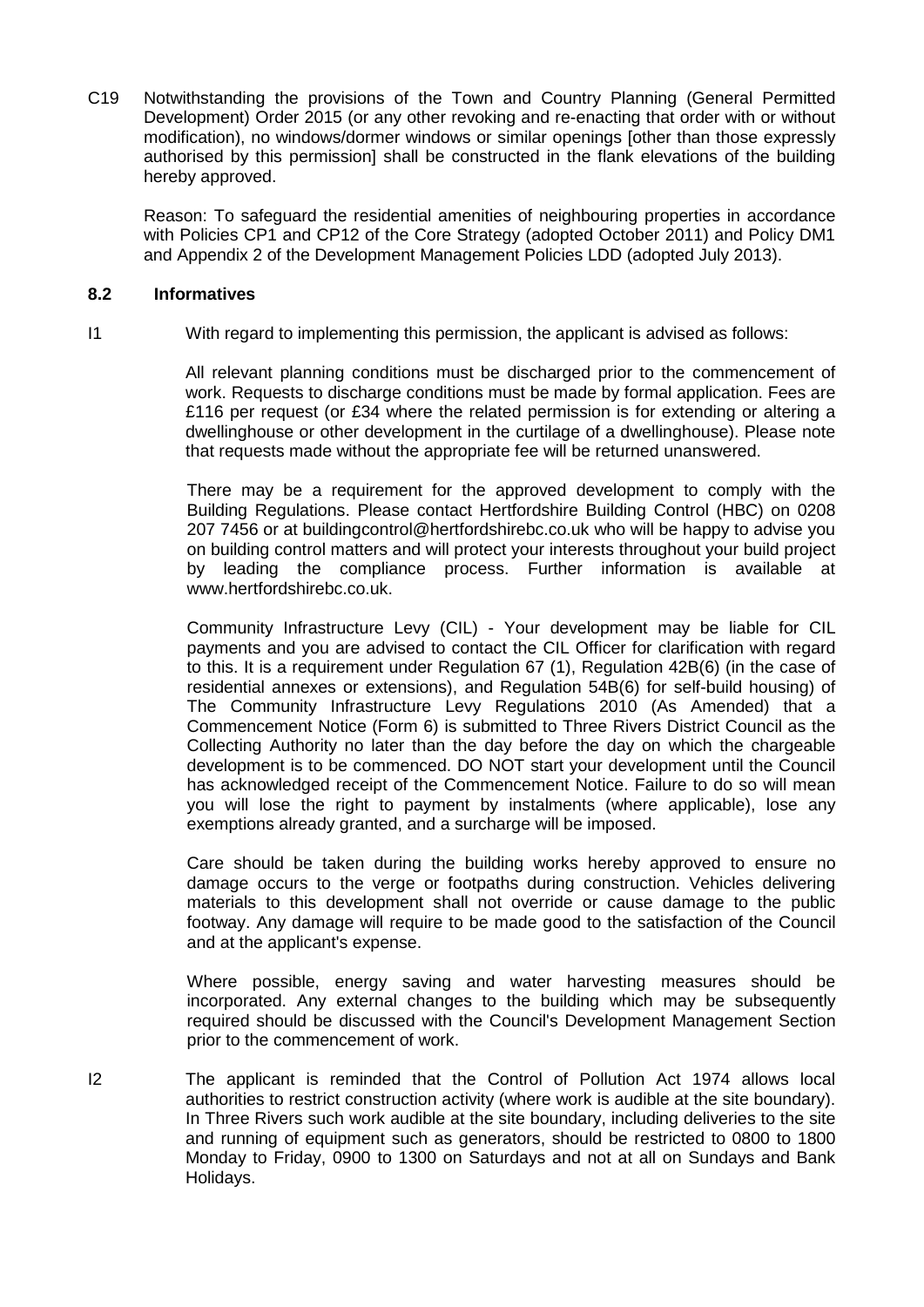C19 Notwithstanding the provisions of the Town and Country Planning (General Permitted Development) Order 2015 (or any other revoking and re-enacting that order with or without modification), no windows/dormer windows or similar openings [other than those expressly authorised by this permission] shall be constructed in the flank elevations of the building hereby approved.

Reason: To safeguard the residential amenities of neighbouring properties in accordance with Policies CP1 and CP12 of the Core Strategy (adopted October 2011) and Policy DM1 and Appendix 2 of the Development Management Policies LDD (adopted July 2013).

**8.2 Informatives**

I1 With regard to implementing this permission, the applicant is advised as follows:

All relevant planning conditions must be discharged prior to the commencement of work. Requests to discharge conditions must be made by formal application. Fees are £116 per request (or £34 where the related permission is for extending or altering a dwellinghouse or other development in the curtilage of a dwellinghouse). Please note that requests made without the appropriate fee will be returned unanswered.

There may be a requirement for the approved development to comply with the Building Regulations. Please contact Hertfordshire Building Control (HBC) on 0208 207 7456 or at buildingcontrol@hertfordshirebc.co.uk who will be happy to advise you on building control matters and will protect your interests throughout your build project by leading the compliance process. Further information is available at www.hertfordshirebc.co.uk.

Community Infrastructure Levy (CIL) - Your development may be liable for CIL payments and you are advised to contact the CIL Officer for clarification with regard to this. It is a requirement under Regulation 67 (1), Regulation 42B(6) (in the case of residential annexes or extensions), and Regulation 54B(6) for self-build housing) of The Community Infrastructure Levy Regulations 2010 (As Amended) that a Commencement Notice (Form 6) is submitted to Three Rivers District Council as the Collecting Authority no later than the day before the day on which the chargeable development is to be commenced. DO NOT start your development until the Council has acknowledged receipt of the Commencement Notice. Failure to do so will mean you will lose the right to payment by instalments (where applicable), lose any exemptions already granted, and a surcharge will be imposed.

Care should be taken during the building works hereby approved to ensure no damage occurs to the verge or footpaths during construction. Vehicles delivering materials to this development shall not override or cause damage to the public footway. Any damage will require to be made good to the satisfaction of the Council and at the applicant's expense.

Where possible, energy saving and water harvesting measures should be incorporated. Any external changes to the building which may be subsequently required should be discussed with the Council's Development Management Section prior to the commencement of work.

I2 The applicant is reminded that the Control of Pollution Act 1974 allows local authorities to restrict construction activity (where work is audible at the site boundary). In Three Rivers such work audible at the site boundary, including deliveries to the site and running of equipment such as generators, should be restricted to 0800 to 1800 Monday to Friday, 0900 to 1300 on Saturdays and not at all on Sundays and Bank Holidays.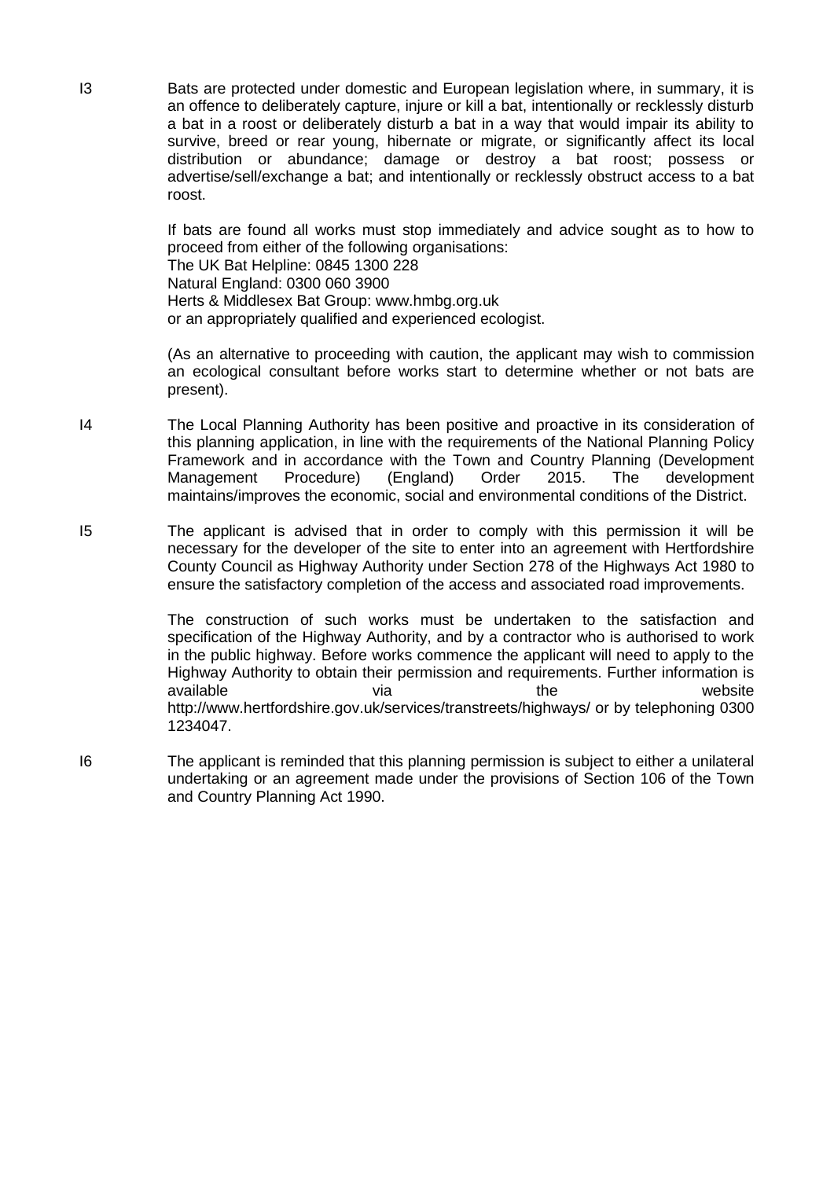I3 Bats are protected under domestic and European legislation where, in summary, it is an offence to deliberately capture, injure or kill a bat, intentionally or recklessly disturb a bat in a roost or deliberately disturb a bat in a way that would impair its ability to survive, breed or rear young, hibernate or migrate, or significantly affect its local distribution or abundance; damage or destroy a bat roost; possess or advertise/sell/exchange a bat; and intentionally or recklessly obstruct access to a bat roost.

If bats are found all works must stop immediately and advice sought as to how to proceed from either of the following organisations:
The UK Bat Helpline: 0845 1300 228
Natural England: 0300 060 3900
Herts & Middlesex Bat Group: www.hmbg.org.uk
or an appropriately qualified and experienced ecologist.

(As an alternative to proceeding with caution, the applicant may wish to commission an ecological consultant before works start to determine whether or not bats are present).

I4 The Local Planning Authority has been positive and proactive in its consideration of this planning application, in line with the requirements of the National Planning Policy Framework and in accordance with the Town and Country Planning (Development Management Procedure) (England) Order 2015. The development maintains/improves the economic, social and environmental conditions of the District.

I5 The applicant is advised that in order to comply with this permission it will be necessary for the developer of the site to enter into an agreement with Hertfordshire County Council as Highway Authority under Section 278 of the Highways Act 1980 to ensure the satisfactory completion of the access and associated road improvements.

The construction of such works must be undertaken to the satisfaction and specification of the Highway Authority, and by a contractor who is authorised to work in the public highway. Before works commence the applicant will need to apply to the Highway Authority to obtain their permission and requirements. Further information is available via the website http://www.hertfordshire.gov.uk/services/transtreets/highways/ or by telephoning 0300 1234047.

I6 The applicant is reminded that this planning permission is subject to either a unilateral undertaking or an agreement made under the provisions of Section 106 of the Town and Country Planning Act 1990.